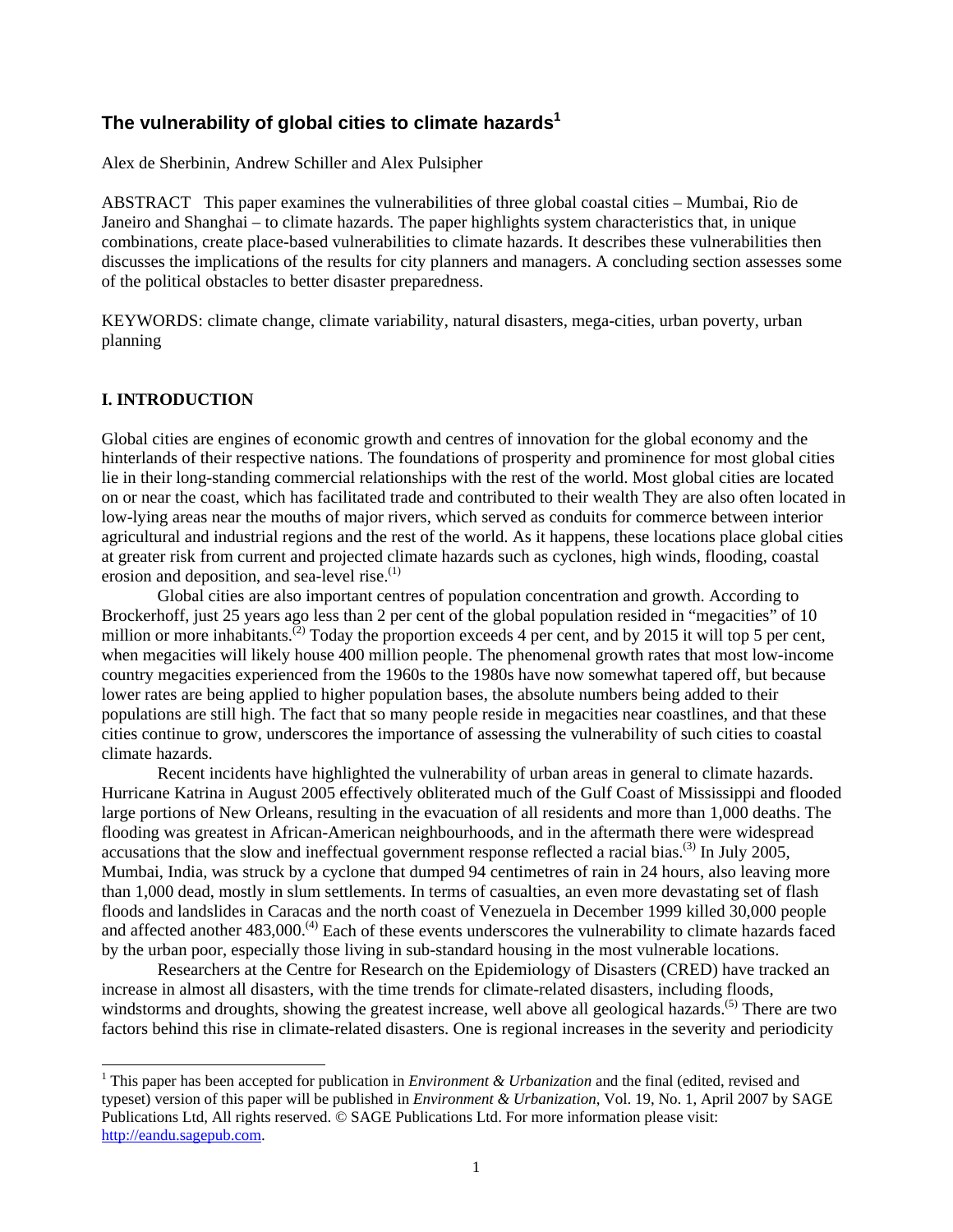# The vulnerability of global cities to climate hazards[1]

Alex de Sherbinin, Andrew Schiller and Alex Pulsipher

ABSTRACT This paper examines the vulnerabilities of three global coastal cities – Mumbai, Rio de Janeiro and Shanghai – to climate hazards. The paper highlights system characteristics that, in unique combinations, create place-based vulnerabilities to climate hazards. It describes these vulnerabilities then discusses the implications of the results for city planners and managers. A concluding section assesses some of the political obstacles to better disaster preparedness.

KEYWORDS: climate change, climate variability, natural disasters, mega-cities, urban poverty, urban planning

## I. INTRODUCTION

Global cities are engines of economic growth and centres of innovation for the global economy and the hinterlands of their respective nations. The foundations of prosperity and prominence for most global cities lie in their long-standing commercial relationships with the rest of the world. Most global cities are located on or near the coast, which has facilitated trade and contributed to their wealth They are also often located in low-lying areas near the mouths of major rivers, which served as conduits for commerce between interior agricultural and industrial regions and the rest of the world. As it happens, these locations place global cities at greater risk from current and projected climate hazards such as cyclones, high winds, flooding, coastal erosion and deposition, and sea-level rise.(1)

Global cities are also important centres of population concentration and growth. According to Brockerhoff, just 25 years ago less than 2 per cent of the global population resided in "megacities" of 10 million or more inhabitants.(2) Today the proportion exceeds 4 per cent, and by 2015 it will top 5 per cent, when megacities will likely house 400 million people. The phenomenal growth rates that most low-income country megacities experienced from the 1960s to the 1980s have now somewhat tapered off, but because lower rates are being applied to higher population bases, the absolute numbers being added to their populations are still high. The fact that so many people reside in megacities near coastlines, and that these cities continue to grow, underscores the importance of assessing the vulnerability of such cities to coastal climate hazards.

Recent incidents have highlighted the vulnerability of urban areas in general to climate hazards. Hurricane Katrina in August 2005 effectively obliterated much of the Gulf Coast of Mississippi and flooded large portions of New Orleans, resulting in the evacuation of all residents and more than 1,000 deaths. The flooding was greatest in African-American neighbourhoods, and in the aftermath there were widespread accusations that the slow and ineffectual government response reflected a racial bias.(3) In July 2005, Mumbai, India, was struck by a cyclone that dumped 94 centimetres of rain in 24 hours, also leaving more than 1,000 dead, mostly in slum settlements. In terms of casualties, an even more devastating set of flash floods and landslides in Caracas and the north coast of Venezuela in December 1999 killed 30,000 people and affected another 483,000.(4) Each of these events underscores the vulnerability to climate hazards faced by the urban poor, especially those living in sub-standard housing in the most vulnerable locations.

Researchers at the Centre for Research on the Epidemiology of Disasters (CRED) have tracked an increase in almost all disasters, with the time trends for climate-related disasters, including floods, windstorms and droughts, showing the greatest increase, well above all geological hazards.(5) There are two factors behind this rise in climate-related disasters. One is regional increases in the severity and periodicity

---

[1] This paper has been accepted for publication in *Environment & Urbanization* and the final (edited, revised and typeset) version of this paper will be published in *Environment & Urbanization*, Vol. 19, No. 1, April 2007 by SAGE Publications Ltd, All rights reserved. © SAGE Publications Ltd. For more information please visit: http://eandu.sagepub.com.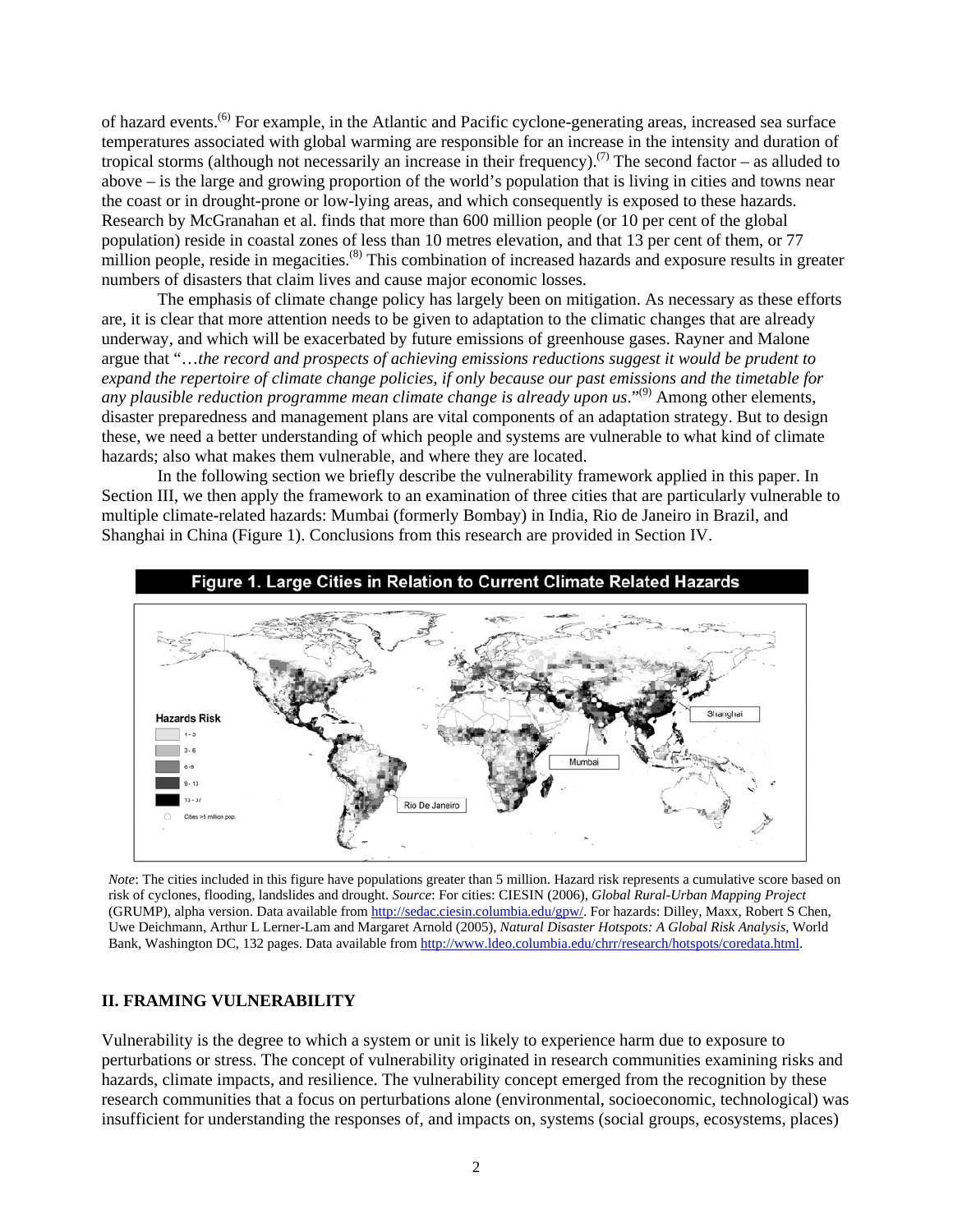of hazard events.[6] For example, in the Atlantic and Pacific cyclone-generating areas, increased sea surface temperatures associated with global warming are responsible for an increase in the intensity and duration of tropical storms (although not necessarily an increase in their frequency).[7] The second factor – as alluded to above – is the large and growing proportion of the world's population that is living in cities and towns near the coast or in drought-prone or low-lying areas, and which consequently is exposed to these hazards. Research by McGranahan et al. finds that more than 600 million people (or 10 per cent of the global population) reside in coastal zones of less than 10 metres elevation, and that 13 per cent of them, or 77 million people, reside in megacities.[8] This combination of increased hazards and exposure results in greater numbers of disasters that claim lives and cause major economic losses.

The emphasis of climate change policy has largely been on mitigation. As necessary as these efforts are, it is clear that more attention needs to be given to adaptation to the climatic changes that are already underway, and which will be exacerbated by future emissions of greenhouse gases. Rayner and Malone argue that "*…the record and prospects of achieving emissions reductions suggest it would be prudent to expand the repertoire of climate change policies, if only because our past emissions and the timetable for any plausible reduction programme mean climate change is already upon us*."[9] Among other elements, disaster preparedness and management plans are vital components of an adaptation strategy. But to design these, we need a better understanding of which people and systems are vulnerable to what kind of climate hazards; also what makes them vulnerable, and where they are located.

In the following section we briefly describe the vulnerability framework applied in this paper. In Section III, we then apply the framework to an examination of three cities that are particularly vulnerable to multiple climate-related hazards: Mumbai (formerly Bombay) in India, Rio de Janeiro in Brazil, and Shanghai in China (Figure 1). Conclusions from this research are provided in Section IV.

**Figure 1. Large Cities in Relation to Current Climate Related Hazards**

*Note*: The cities included in this figure have populations greater than 5 million. Hazard risk represents a cumulative score based on risk of cyclones, flooding, landslides and drought. *Source*: For cities: CIESIN (2006), *Global Rural-Urban Mapping Project* (GRUMP), alpha version. Data available from http://sedac.ciesin.columbia.edu/gpw/. For hazards: Dilley, Maxx, Robert S Chen, Uwe Deichmann, Arthur L Lerner-Lam and Margaret Arnold (2005), *Natural Disaster Hotspots: A Global Risk Analysis*, World Bank, Washington DC, 132 pages. Data available from http://www.ldeo.columbia.edu/chrr/research/hotspots/coredata.html.

## II. FRAMING VULNERABILITY

Vulnerability is the degree to which a system or unit is likely to experience harm due to exposure to perturbations or stress. The concept of vulnerability originated in research communities examining risks and hazards, climate impacts, and resilience. The vulnerability concept emerged from the recognition by these research communities that a focus on perturbations alone (environmental, socioeconomic, technological) was insufficient for understanding the responses of, and impacts on, systems (social groups, ecosystems, places)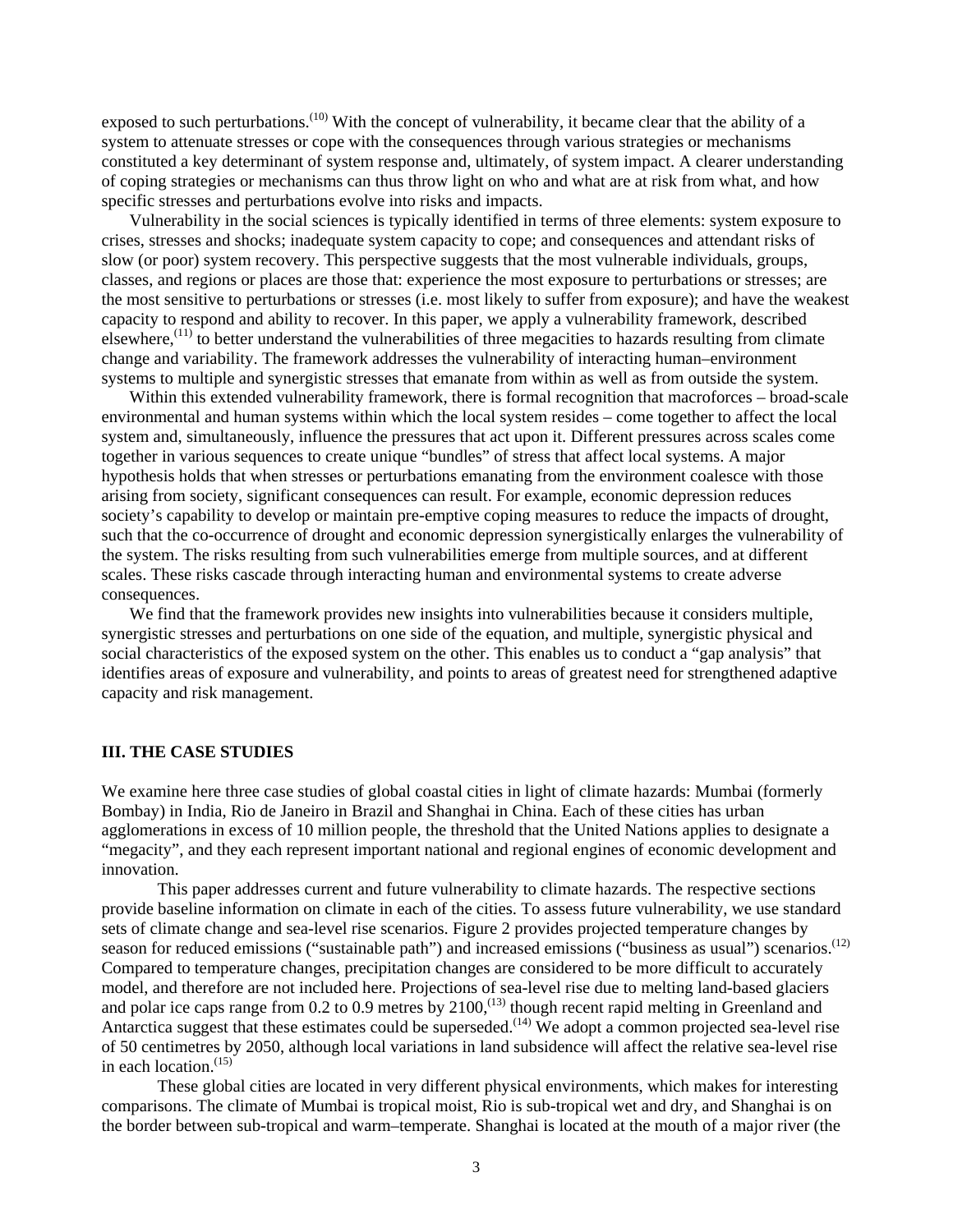exposed to such perturbations.[10] With the concept of vulnerability, it became clear that the ability of a system to attenuate stresses or cope with the consequences through various strategies or mechanisms constituted a key determinant of system response and, ultimately, of system impact. A clearer understanding of coping strategies or mechanisms can thus throw light on who and what are at risk from what, and how specific stresses and perturbations evolve into risks and impacts.

Vulnerability in the social sciences is typically identified in terms of three elements: system exposure to crises, stresses and shocks; inadequate system capacity to cope; and consequences and attendant risks of slow (or poor) system recovery. This perspective suggests that the most vulnerable individuals, groups, classes, and regions or places are those that: experience the most exposure to perturbations or stresses; are the most sensitive to perturbations or stresses (i.e. most likely to suffer from exposure); and have the weakest capacity to respond and ability to recover. In this paper, we apply a vulnerability framework, described elsewhere,[11] to better understand the vulnerabilities of three megacities to hazards resulting from climate change and variability. The framework addresses the vulnerability of interacting human–environment systems to multiple and synergistic stresses that emanate from within as well as from outside the system.

Within this extended vulnerability framework, there is formal recognition that macroforces – broad-scale environmental and human systems within which the local system resides – come together to affect the local system and, simultaneously, influence the pressures that act upon it. Different pressures across scales come together in various sequences to create unique "bundles" of stress that affect local systems. A major hypothesis holds that when stresses or perturbations emanating from the environment coalesce with those arising from society, significant consequences can result. For example, economic depression reduces society's capability to develop or maintain pre-emptive coping measures to reduce the impacts of drought, such that the co-occurrence of drought and economic depression synergistically enlarges the vulnerability of the system. The risks resulting from such vulnerabilities emerge from multiple sources, and at different scales. These risks cascade through interacting human and environmental systems to create adverse consequences.

We find that the framework provides new insights into vulnerabilities because it considers multiple, synergistic stresses and perturbations on one side of the equation, and multiple, synergistic physical and social characteristics of the exposed system on the other. This enables us to conduct a "gap analysis" that identifies areas of exposure and vulnerability, and points to areas of greatest need for strengthened adaptive capacity and risk management.

## III. THE CASE STUDIES

We examine here three case studies of global coastal cities in light of climate hazards: Mumbai (formerly Bombay) in India, Rio de Janeiro in Brazil and Shanghai in China. Each of these cities has urban agglomerations in excess of 10 million people, the threshold that the United Nations applies to designate a "megacity", and they each represent important national and regional engines of economic development and innovation.

This paper addresses current and future vulnerability to climate hazards. The respective sections provide baseline information on climate in each of the cities. To assess future vulnerability, we use standard sets of climate change and sea-level rise scenarios. Figure 2 provides projected temperature changes by season for reduced emissions ("sustainable path") and increased emissions ("business as usual") scenarios.[12] Compared to temperature changes, precipitation changes are considered to be more difficult to accurately model, and therefore are not included here. Projections of sea-level rise due to melting land-based glaciers and polar ice caps range from 0.2 to 0.9 metres by 2100,[13] though recent rapid melting in Greenland and Antarctica suggest that these estimates could be superseded.[14] We adopt a common projected sea-level rise of 50 centimetres by 2050, although local variations in land subsidence will affect the relative sea-level rise in each location.[15]

These global cities are located in very different physical environments, which makes for interesting comparisons. The climate of Mumbai is tropical moist, Rio is sub-tropical wet and dry, and Shanghai is on the border between sub-tropical and warm–temperate. Shanghai is located at the mouth of a major river (the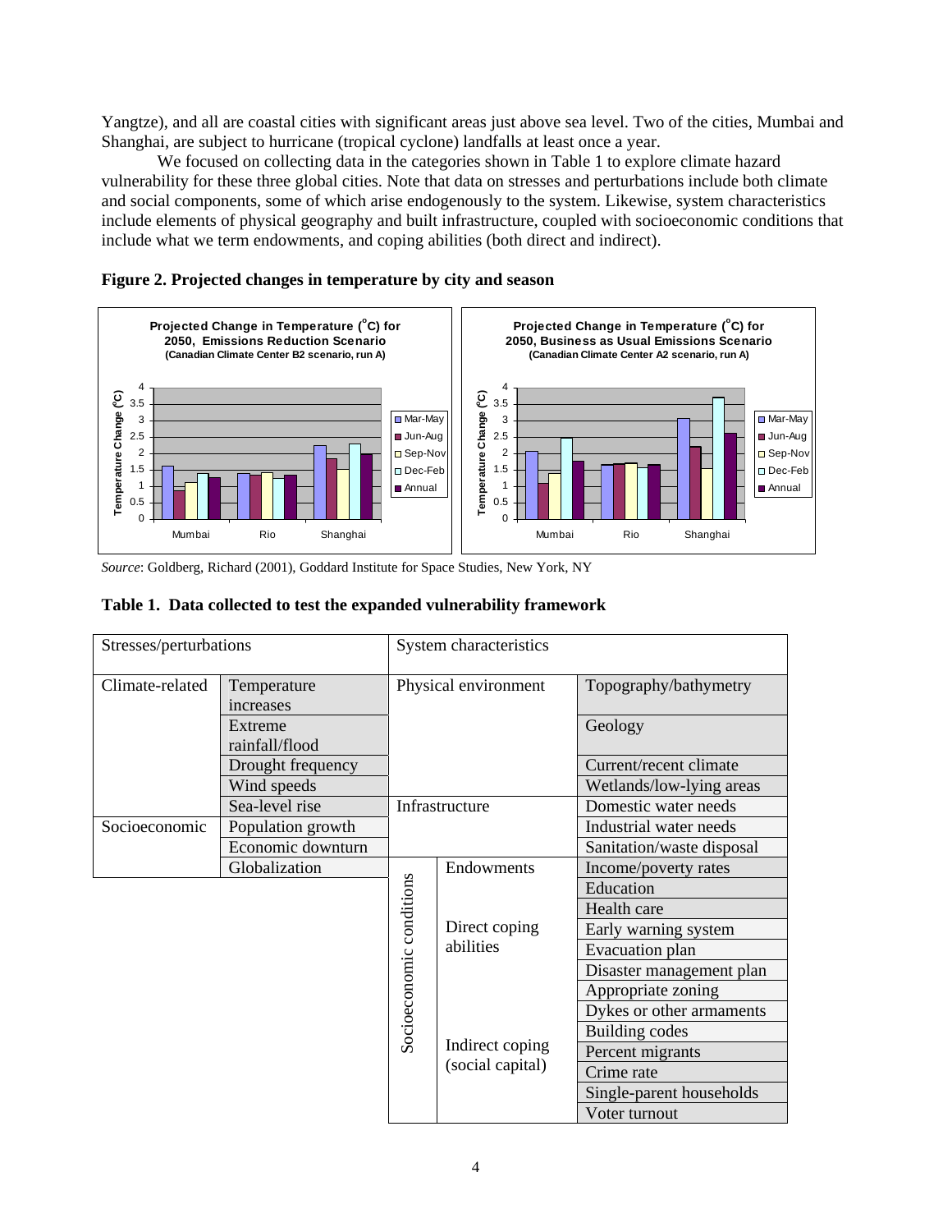Yangtze), and all are coastal cities with significant areas just above sea level. Two of the cities, Mumbai and Shanghai, are subject to hurricane (tropical cyclone) landfalls at least once a year.

We focused on collecting data in the categories shown in Table 1 to explore climate hazard vulnerability for these three global cities. Note that data on stresses and perturbations include both climate and social components, some of which arise endogenously to the system. Likewise, system characteristics include elements of physical geography and built infrastructure, coupled with socioeconomic conditions that include what we term endowments, and coping abilities (both direct and indirect).

**Figure 2. Projected changes in temperature by city and season**

*Source*: Goldberg, Richard (2001), Goddard Institute for Space Studies, New York, NY

**Table 1. Data collected to test the expanded vulnerability framework**

| Stresses/perturbations | | System characteristics | | |
|---|---|---|---|---|
| Climate-related | Temperature increases | Physical environment | | Topography/bathymetry |
| | Extreme rainfall/flood | | | Geology |
| | Drought frequency | | | Current/recent climate |
| | Wind speeds | | | Wetlands/low-lying areas |
| | Sea-level rise | Infrastructure | | Domestic water needs |
| Socioeconomic | Population growth | | | Industrial water needs |
| | Economic downturn | | | Sanitation/waste disposal |
| | Globalization | Socioeconomic conditions | Endowments | Income/poverty rates |
| | | | | Education |
| | | | | Health care |
| | | | Direct coping abilities | Early warning system |
| | | | | Evacuation plan |
| | | | | Disaster management plan |
| | | | | Appropriate zoning |
| | | | | Dykes or other armaments |
| | | | | Building codes |
| | | | Indirect coping (social capital) | Percent migrants |
| | | | | Crime rate |
| | | | | Single-parent households |
| | | | | Voter turnout |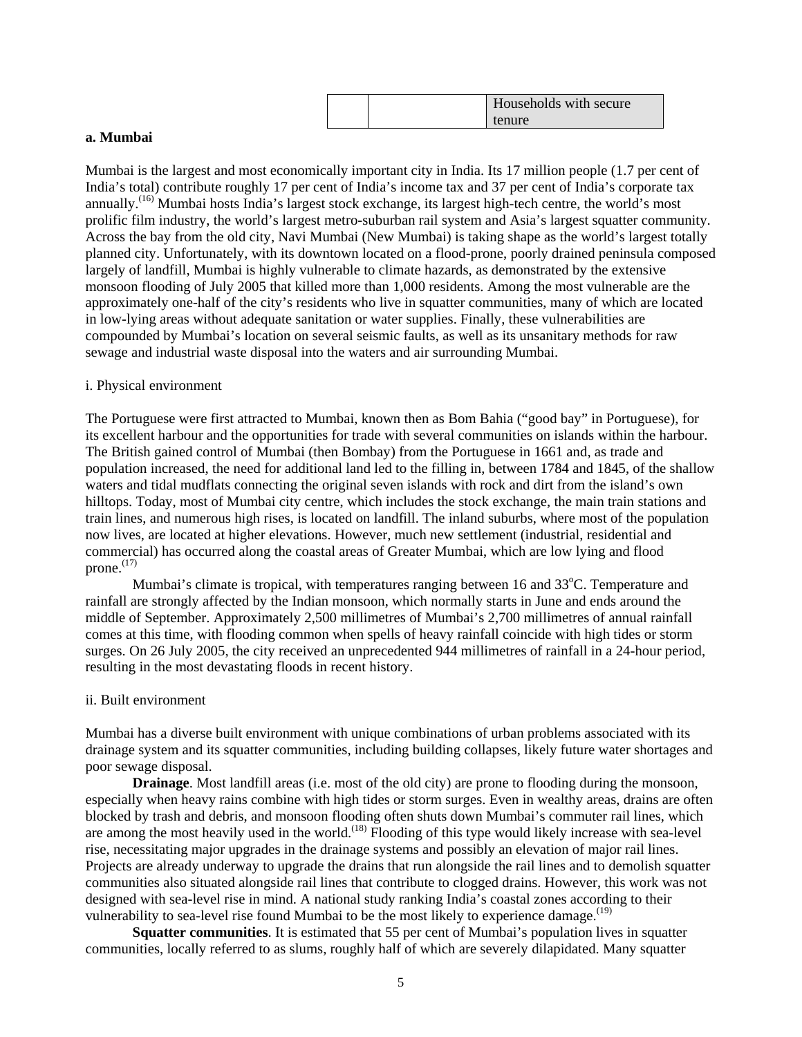| | | |
|---|---|---|
| | | Households with secure tenure |

**a. Mumbai**

Mumbai is the largest and most economically important city in India. Its 17 million people (1.7 per cent of India's total) contribute roughly 17 per cent of India's income tax and 37 per cent of India's corporate tax annually.[16] Mumbai hosts India's largest stock exchange, its largest high-tech centre, the world's most prolific film industry, the world's largest metro-suburban rail system and Asia's largest squatter community. Across the bay from the old city, Navi Mumbai (New Mumbai) is taking shape as the world's largest totally planned city. Unfortunately, with its downtown located on a flood-prone, poorly drained peninsula composed largely of landfill, Mumbai is highly vulnerable to climate hazards, as demonstrated by the extensive monsoon flooding of July 2005 that killed more than 1,000 residents. Among the most vulnerable are the approximately one-half of the city's residents who live in squatter communities, many of which are located in low-lying areas without adequate sanitation or water supplies. Finally, these vulnerabilities are compounded by Mumbai's location on several seismic faults, as well as its unsanitary methods for raw sewage and industrial waste disposal into the waters and air surrounding Mumbai.

i. Physical environment

The Portuguese were first attracted to Mumbai, known then as Bom Bahia ("good bay" in Portuguese), for its excellent harbour and the opportunities for trade with several communities on islands within the harbour. The British gained control of Mumbai (then Bombay) from the Portuguese in 1661 and, as trade and population increased, the need for additional land led to the filling in, between 1784 and 1845, of the shallow waters and tidal mudflats connecting the original seven islands with rock and dirt from the island's own hilltops. Today, most of Mumbai city centre, which includes the stock exchange, the main train stations and train lines, and numerous high rises, is located on landfill. The inland suburbs, where most of the population now lives, are located at higher elevations. However, much new settlement (industrial, residential and commercial) has occurred along the coastal areas of Greater Mumbai, which are low lying and flood prone.[17]

Mumbai's climate is tropical, with temperatures ranging between 16 and 33°C. Temperature and rainfall are strongly affected by the Indian monsoon, which normally starts in June and ends around the middle of September. Approximately 2,500 millimetres of Mumbai's 2,700 millimetres of annual rainfall comes at this time, with flooding common when spells of heavy rainfall coincide with high tides or storm surges. On 26 July 2005, the city received an unprecedented 944 millimetres of rainfall in a 24-hour period, resulting in the most devastating floods in recent history.

ii. Built environment

Mumbai has a diverse built environment with unique combinations of urban problems associated with its drainage system and its squatter communities, including building collapses, likely future water shortages and poor sewage disposal.

**Drainage**. Most landfill areas (i.e. most of the old city) are prone to flooding during the monsoon, especially when heavy rains combine with high tides or storm surges. Even in wealthy areas, drains are often blocked by trash and debris, and monsoon flooding often shuts down Mumbai's commuter rail lines, which are among the most heavily used in the world.[18] Flooding of this type would likely increase with sea-level rise, necessitating major upgrades in the drainage systems and possibly an elevation of major rail lines. Projects are already underway to upgrade the drains that run alongside the rail lines and to demolish squatter communities also situated alongside rail lines that contribute to clogged drains. However, this work was not designed with sea-level rise in mind. A national study ranking India's coastal zones according to their vulnerability to sea-level rise found Mumbai to be the most likely to experience damage.[19]

**Squatter communities**. It is estimated that 55 per cent of Mumbai's population lives in squatter communities, locally referred to as slums, roughly half of which are severely dilapidated. Many squatter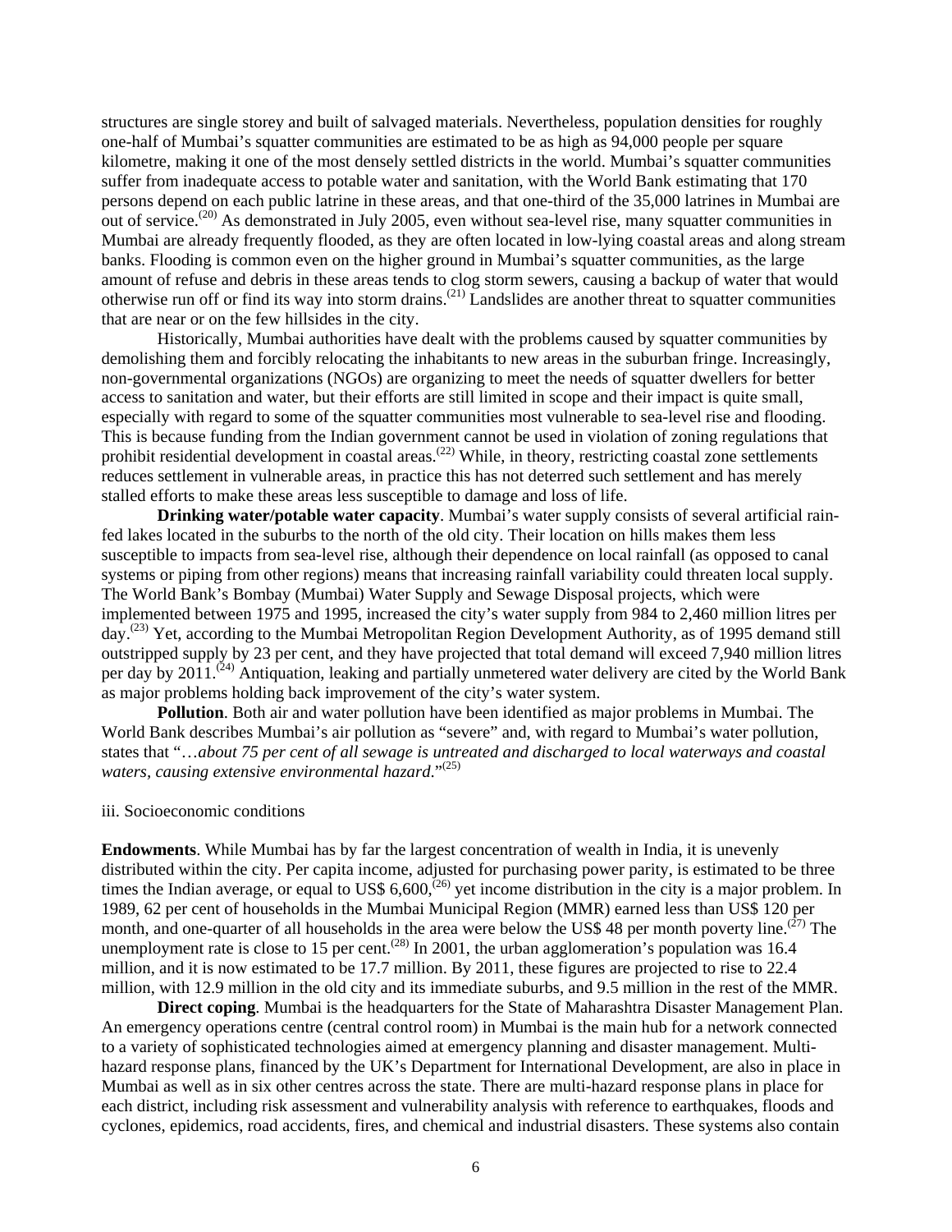structures are single storey and built of salvaged materials. Nevertheless, population densities for roughly one-half of Mumbai's squatter communities are estimated to be as high as 94,000 people per square kilometre, making it one of the most densely settled districts in the world. Mumbai's squatter communities suffer from inadequate access to potable water and sanitation, with the World Bank estimating that 170 persons depend on each public latrine in these areas, and that one-third of the 35,000 latrines in Mumbai are out of service.(20) As demonstrated in July 2005, even without sea-level rise, many squatter communities in Mumbai are already frequently flooded, as they are often located in low-lying coastal areas and along stream banks. Flooding is common even on the higher ground in Mumbai's squatter communities, as the large amount of refuse and debris in these areas tends to clog storm sewers, causing a backup of water that would otherwise run off or find its way into storm drains.(21) Landslides are another threat to squatter communities that are near or on the few hillsides in the city.

Historically, Mumbai authorities have dealt with the problems caused by squatter communities by demolishing them and forcibly relocating the inhabitants to new areas in the suburban fringe. Increasingly, non-governmental organizations (NGOs) are organizing to meet the needs of squatter dwellers for better access to sanitation and water, but their efforts are still limited in scope and their impact is quite small, especially with regard to some of the squatter communities most vulnerable to sea-level rise and flooding. This is because funding from the Indian government cannot be used in violation of zoning regulations that prohibit residential development in coastal areas.(22) While, in theory, restricting coastal zone settlements reduces settlement in vulnerable areas, in practice this has not deterred such settlement and has merely stalled efforts to make these areas less susceptible to damage and loss of life.

**Drinking water/potable water capacity**. Mumbai's water supply consists of several artificial rain-fed lakes located in the suburbs to the north of the old city. Their location on hills makes them less susceptible to impacts from sea-level rise, although their dependence on local rainfall (as opposed to canal systems or piping from other regions) means that increasing rainfall variability could threaten local supply. The World Bank's Bombay (Mumbai) Water Supply and Sewage Disposal projects, which were implemented between 1975 and 1995, increased the city's water supply from 984 to 2,460 million litres per day.(23) Yet, according to the Mumbai Metropolitan Region Development Authority, as of 1995 demand still outstripped supply by 23 per cent, and they have projected that total demand will exceed 7,940 million litres per day by 2011.(24) Antiquation, leaking and partially unmetered water delivery are cited by the World Bank as major problems holding back improvement of the city's water system.

**Pollution**. Both air and water pollution have been identified as major problems in Mumbai. The World Bank describes Mumbai's air pollution as "severe" and, with regard to Mumbai's water pollution, states that "*…about 75 per cent of all sewage is untreated and discharged to local waterways and coastal waters, causing extensive environmental hazard*."(25)

iii. Socioeconomic conditions

**Endowments**. While Mumbai has by far the largest concentration of wealth in India, it is unevenly distributed within the city. Per capita income, adjusted for purchasing power parity, is estimated to be three times the Indian average, or equal to US$ 6,600,(26) yet income distribution in the city is a major problem. In 1989, 62 per cent of households in the Mumbai Municipal Region (MMR) earned less than US$ 120 per month, and one-quarter of all households in the area were below the US$ 48 per month poverty line.(27) The unemployment rate is close to 15 per cent.(28) In 2001, the urban agglomeration's population was 16.4 million, and it is now estimated to be 17.7 million. By 2011, these figures are projected to rise to 22.4 million, with 12.9 million in the old city and its immediate suburbs, and 9.5 million in the rest of the MMR.

**Direct coping**. Mumbai is the headquarters for the State of Maharashtra Disaster Management Plan. An emergency operations centre (central control room) in Mumbai is the main hub for a network connected to a variety of sophisticated technologies aimed at emergency planning and disaster management. Multi-hazard response plans, financed by the UK's Department for International Development, are also in place in Mumbai as well as in six other centres across the state. There are multi-hazard response plans in place for each district, including risk assessment and vulnerability analysis with reference to earthquakes, floods and cyclones, epidemics, road accidents, fires, and chemical and industrial disasters. These systems also contain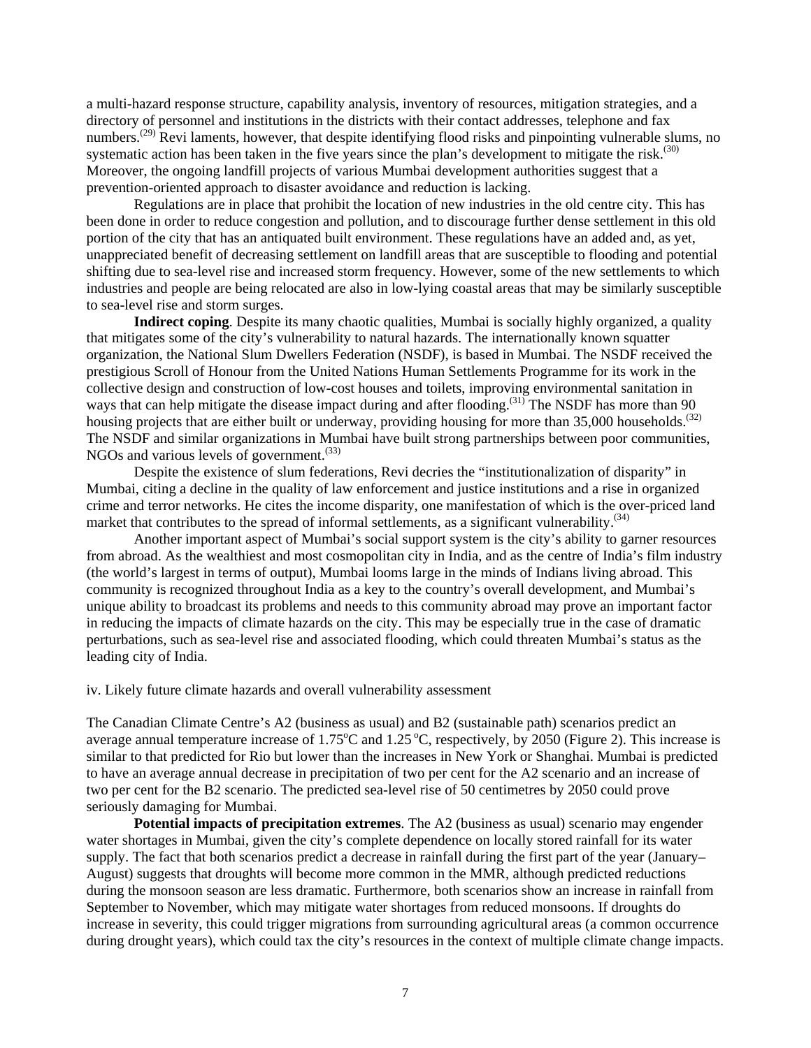a multi-hazard response structure, capability analysis, inventory of resources, mitigation strategies, and a directory of personnel and institutions in the districts with their contact addresses, telephone and fax numbers.[29] Revi laments, however, that despite identifying flood risks and pinpointing vulnerable slums, no systematic action has been taken in the five years since the plan's development to mitigate the risk.[30] Moreover, the ongoing landfill projects of various Mumbai development authorities suggest that a prevention-oriented approach to disaster avoidance and reduction is lacking.

Regulations are in place that prohibit the location of new industries in the old centre city. This has been done in order to reduce congestion and pollution, and to discourage further dense settlement in this old portion of the city that has an antiquated built environment. These regulations have an added and, as yet, unappreciated benefit of decreasing settlement on landfill areas that are susceptible to flooding and potential shifting due to sea-level rise and increased storm frequency. However, some of the new settlements to which industries and people are being relocated are also in low-lying coastal areas that may be similarly susceptible to sea-level rise and storm surges.

**Indirect coping**. Despite its many chaotic qualities, Mumbai is socially highly organized, a quality that mitigates some of the city's vulnerability to natural hazards. The internationally known squatter organization, the National Slum Dwellers Federation (NSDF), is based in Mumbai. The NSDF received the prestigious Scroll of Honour from the United Nations Human Settlements Programme for its work in the collective design and construction of low-cost houses and toilets, improving environmental sanitation in ways that can help mitigate the disease impact during and after flooding.[31] The NSDF has more than 90 housing projects that are either built or underway, providing housing for more than 35,000 households.[32] The NSDF and similar organizations in Mumbai have built strong partnerships between poor communities, NGOs and various levels of government.[33]

Despite the existence of slum federations, Revi decries the "institutionalization of disparity" in Mumbai, citing a decline in the quality of law enforcement and justice institutions and a rise in organized crime and terror networks. He cites the income disparity, one manifestation of which is the over-priced land market that contributes to the spread of informal settlements, as a significant vulnerability.[34]

Another important aspect of Mumbai's social support system is the city's ability to garner resources from abroad. As the wealthiest and most cosmopolitan city in India, and as the centre of India's film industry (the world's largest in terms of output), Mumbai looms large in the minds of Indians living abroad. This community is recognized throughout India as a key to the country's overall development, and Mumbai's unique ability to broadcast its problems and needs to this community abroad may prove an important factor in reducing the impacts of climate hazards on the city. This may be especially true in the case of dramatic perturbations, such as sea-level rise and associated flooding, which could threaten Mumbai's status as the leading city of India.

iv. Likely future climate hazards and overall vulnerability assessment

The Canadian Climate Centre's A2 (business as usual) and B2 (sustainable path) scenarios predict an average annual temperature increase of 1.75°C and 1.25 °C, respectively, by 2050 (Figure 2). This increase is similar to that predicted for Rio but lower than the increases in New York or Shanghai. Mumbai is predicted to have an average annual decrease in precipitation of two per cent for the A2 scenario and an increase of two per cent for the B2 scenario. The predicted sea-level rise of 50 centimetres by 2050 could prove seriously damaging for Mumbai.

**Potential impacts of precipitation extremes**. The A2 (business as usual) scenario may engender water shortages in Mumbai, given the city's complete dependence on locally stored rainfall for its water supply. The fact that both scenarios predict a decrease in rainfall during the first part of the year (January–August) suggests that droughts will become more common in the MMR, although predicted reductions during the monsoon season are less dramatic. Furthermore, both scenarios show an increase in rainfall from September to November, which may mitigate water shortages from reduced monsoons. If droughts do increase in severity, this could trigger migrations from surrounding agricultural areas (a common occurrence during drought years), which could tax the city's resources in the context of multiple climate change impacts.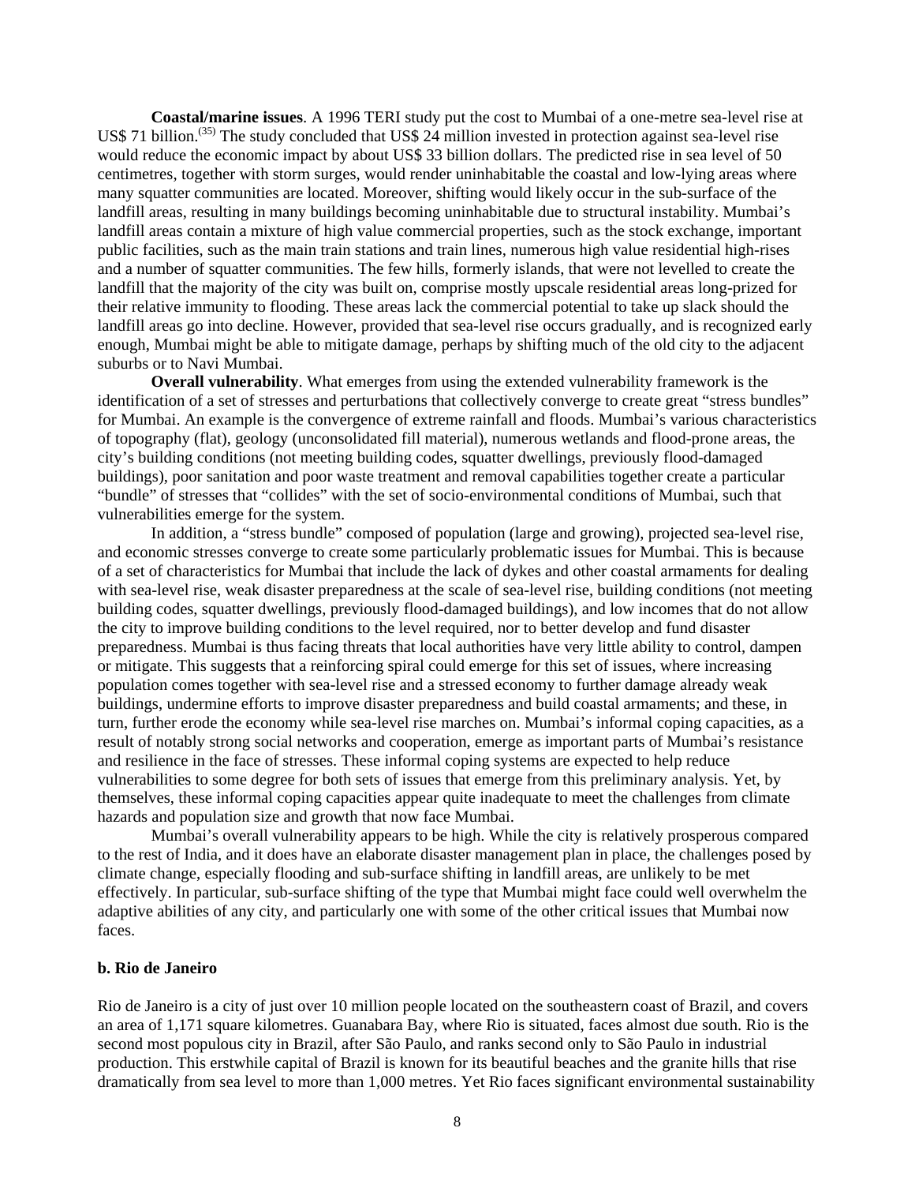**Coastal/marine issues**. A 1996 TERI study put the cost to Mumbai of a one-metre sea-level rise at US$ 71 billion.[35] The study concluded that US$ 24 million invested in protection against sea-level rise would reduce the economic impact by about US$ 33 billion dollars. The predicted rise in sea level of 50 centimetres, together with storm surges, would render uninhabitable the coastal and low-lying areas where many squatter communities are located. Moreover, shifting would likely occur in the sub-surface of the landfill areas, resulting in many buildings becoming uninhabitable due to structural instability. Mumbai's landfill areas contain a mixture of high value commercial properties, such as the stock exchange, important public facilities, such as the main train stations and train lines, numerous high value residential high-rises and a number of squatter communities. The few hills, formerly islands, that were not levelled to create the landfill that the majority of the city was built on, comprise mostly upscale residential areas long-prized for their relative immunity to flooding. These areas lack the commercial potential to take up slack should the landfill areas go into decline. However, provided that sea-level rise occurs gradually, and is recognized early enough, Mumbai might be able to mitigate damage, perhaps by shifting much of the old city to the adjacent suburbs or to Navi Mumbai.

**Overall vulnerability**. What emerges from using the extended vulnerability framework is the identification of a set of stresses and perturbations that collectively converge to create great "stress bundles" for Mumbai. An example is the convergence of extreme rainfall and floods. Mumbai's various characteristics of topography (flat), geology (unconsolidated fill material), numerous wetlands and flood-prone areas, the city's building conditions (not meeting building codes, squatter dwellings, previously flood-damaged buildings), poor sanitation and poor waste treatment and removal capabilities together create a particular "bundle" of stresses that "collides" with the set of socio-environmental conditions of Mumbai, such that vulnerabilities emerge for the system.

In addition, a "stress bundle" composed of population (large and growing), projected sea-level rise, and economic stresses converge to create some particularly problematic issues for Mumbai. This is because of a set of characteristics for Mumbai that include the lack of dykes and other coastal armaments for dealing with sea-level rise, weak disaster preparedness at the scale of sea-level rise, building conditions (not meeting building codes, squatter dwellings, previously flood-damaged buildings), and low incomes that do not allow the city to improve building conditions to the level required, nor to better develop and fund disaster preparedness. Mumbai is thus facing threats that local authorities have very little ability to control, dampen or mitigate. This suggests that a reinforcing spiral could emerge for this set of issues, where increasing population comes together with sea-level rise and a stressed economy to further damage already weak buildings, undermine efforts to improve disaster preparedness and build coastal armaments; and these, in turn, further erode the economy while sea-level rise marches on. Mumbai's informal coping capacities, as a result of notably strong social networks and cooperation, emerge as important parts of Mumbai's resistance and resilience in the face of stresses. These informal coping systems are expected to help reduce vulnerabilities to some degree for both sets of issues that emerge from this preliminary analysis. Yet, by themselves, these informal coping capacities appear quite inadequate to meet the challenges from climate hazards and population size and growth that now face Mumbai.

Mumbai's overall vulnerability appears to be high. While the city is relatively prosperous compared to the rest of India, and it does have an elaborate disaster management plan in place, the challenges posed by climate change, especially flooding and sub-surface shifting in landfill areas, are unlikely to be met effectively. In particular, sub-surface shifting of the type that Mumbai might face could well overwhelm the adaptive abilities of any city, and particularly one with some of the other critical issues that Mumbai now faces.

### b. Rio de Janeiro

Rio de Janeiro is a city of just over 10 million people located on the southeastern coast of Brazil, and covers an area of 1,171 square kilometres. Guanabara Bay, where Rio is situated, faces almost due south. Rio is the second most populous city in Brazil, after São Paulo, and ranks second only to São Paulo in industrial production. This erstwhile capital of Brazil is known for its beautiful beaches and the granite hills that rise dramatically from sea level to more than 1,000 metres. Yet Rio faces significant environmental sustainability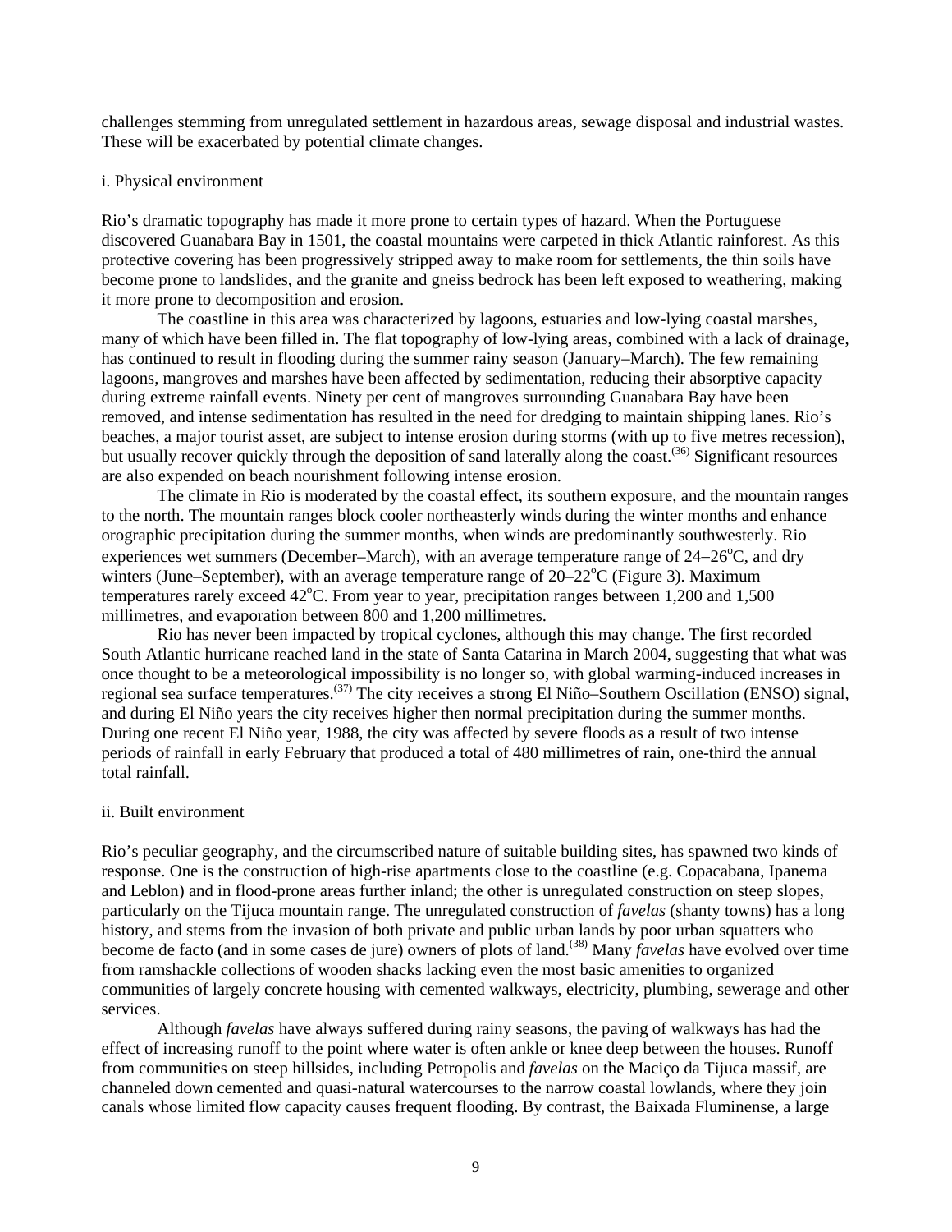challenges stemming from unregulated settlement in hazardous areas, sewage disposal and industrial wastes. These will be exacerbated by potential climate changes.

### i. Physical environment

Rio's dramatic topography has made it more prone to certain types of hazard. When the Portuguese discovered Guanabara Bay in 1501, the coastal mountains were carpeted in thick Atlantic rainforest. As this protective covering has been progressively stripped away to make room for settlements, the thin soils have become prone to landslides, and the granite and gneiss bedrock has been left exposed to weathering, making it more prone to decomposition and erosion.

The coastline in this area was characterized by lagoons, estuaries and low-lying coastal marshes, many of which have been filled in. The flat topography of low-lying areas, combined with a lack of drainage, has continued to result in flooding during the summer rainy season (January–March). The few remaining lagoons, mangroves and marshes have been affected by sedimentation, reducing their absorptive capacity during extreme rainfall events. Ninety per cent of mangroves surrounding Guanabara Bay have been removed, and intense sedimentation has resulted in the need for dredging to maintain shipping lanes. Rio's beaches, a major tourist asset, are subject to intense erosion during storms (with up to five metres recession), but usually recover quickly through the deposition of sand laterally along the coast.[36] Significant resources are also expended on beach nourishment following intense erosion.

The climate in Rio is moderated by the coastal effect, its southern exposure, and the mountain ranges to the north. The mountain ranges block cooler northeasterly winds during the winter months and enhance orographic precipitation during the summer months, when winds are predominantly southwesterly. Rio experiences wet summers (December–March), with an average temperature range of 24–26°C, and dry winters (June–September), with an average temperature range of 20–22°C (Figure 3). Maximum temperatures rarely exceed 42°C. From year to year, precipitation ranges between 1,200 and 1,500 millimetres, and evaporation between 800 and 1,200 millimetres.

Rio has never been impacted by tropical cyclones, although this may change. The first recorded South Atlantic hurricane reached land in the state of Santa Catarina in March 2004, suggesting that what was once thought to be a meteorological impossibility is no longer so, with global warming-induced increases in regional sea surface temperatures.[37] The city receives a strong El Niño–Southern Oscillation (ENSO) signal, and during El Niño years the city receives higher then normal precipitation during the summer months. During one recent El Niño year, 1988, the city was affected by severe floods as a result of two intense periods of rainfall in early February that produced a total of 480 millimetres of rain, one-third the annual total rainfall.

### ii. Built environment

Rio's peculiar geography, and the circumscribed nature of suitable building sites, has spawned two kinds of response. One is the construction of high-rise apartments close to the coastline (e.g. Copacabana, Ipanema and Leblon) and in flood-prone areas further inland; the other is unregulated construction on steep slopes, particularly on the Tijuca mountain range. The unregulated construction of *favelas* (shanty towns) has a long history, and stems from the invasion of both private and public urban lands by poor urban squatters who become de facto (and in some cases de jure) owners of plots of land.[38] Many *favelas* have evolved over time from ramshackle collections of wooden shacks lacking even the most basic amenities to organized communities of largely concrete housing with cemented walkways, electricity, plumbing, sewerage and other services.

Although *favelas* have always suffered during rainy seasons, the paving of walkways has had the effect of increasing runoff to the point where water is often ankle or knee deep between the houses. Runoff from communities on steep hillsides, including Petropolis and *favelas* on the Maciço da Tijuca massif, are channeled down cemented and quasi-natural watercourses to the narrow coastal lowlands, where they join canals whose limited flow capacity causes frequent flooding. By contrast, the Baixada Fluminense, a large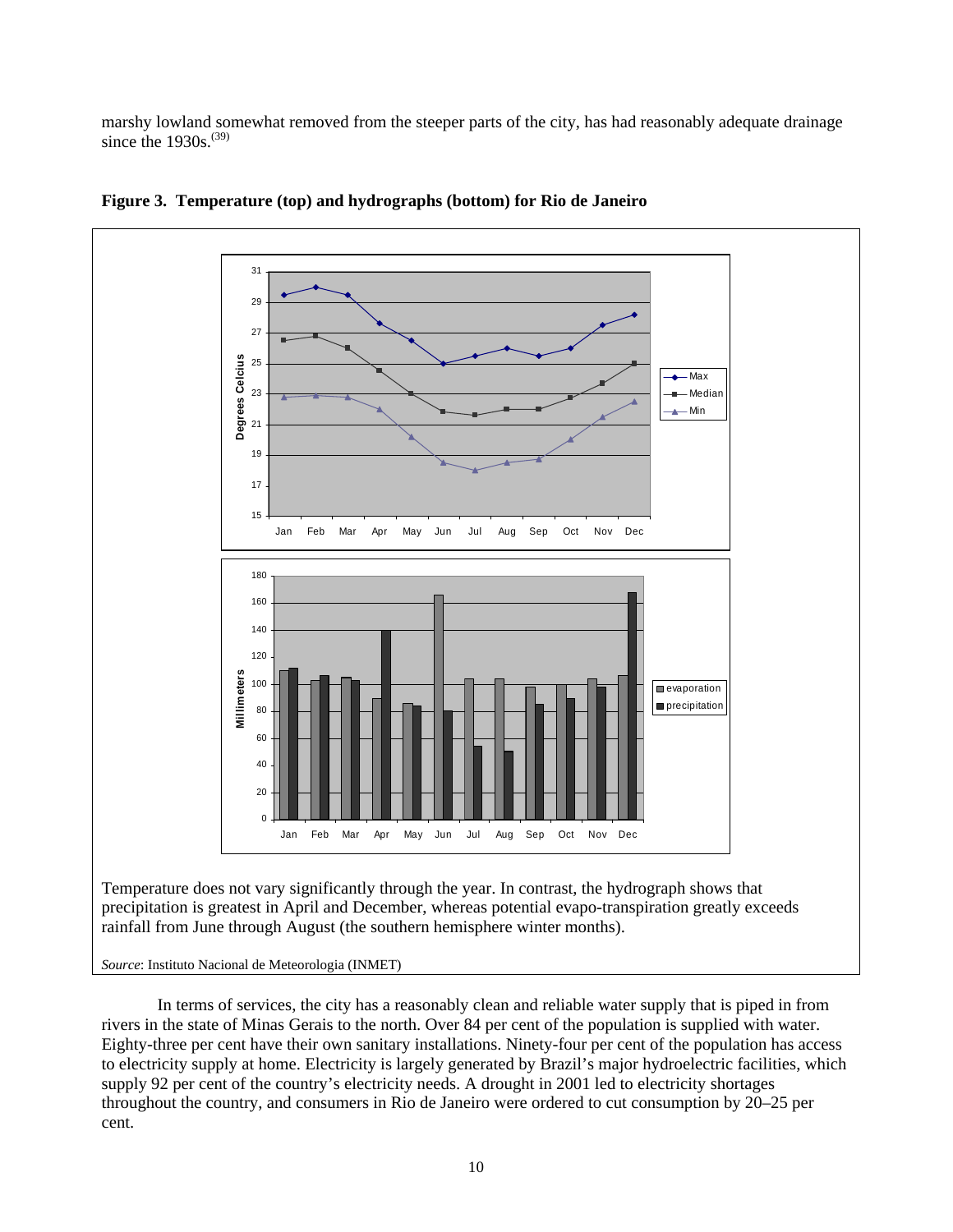marshy lowland somewhat removed from the steeper parts of the city, has had reasonably adequate drainage since the 1930s.[39]

**Figure 3. Temperature (top) and hydrographs (bottom) for Rio de Janeiro**

Temperature does not vary significantly through the year. In contrast, the hydrograph shows that precipitation is greatest in April and December, whereas potential evapo-transpiration greatly exceeds rainfall from June through August (the southern hemisphere winter months).

*Source*: Instituto Nacional de Meteorologia (INMET)

In terms of services, the city has a reasonably clean and reliable water supply that is piped in from rivers in the state of Minas Gerais to the north. Over 84 per cent of the population is supplied with water. Eighty-three per cent have their own sanitary installations. Ninety-four per cent of the population has access to electricity supply at home. Electricity is largely generated by Brazil's major hydroelectric facilities, which supply 92 per cent of the country's electricity needs. A drought in 2001 led to electricity shortages throughout the country, and consumers in Rio de Janeiro were ordered to cut consumption by 20–25 per cent.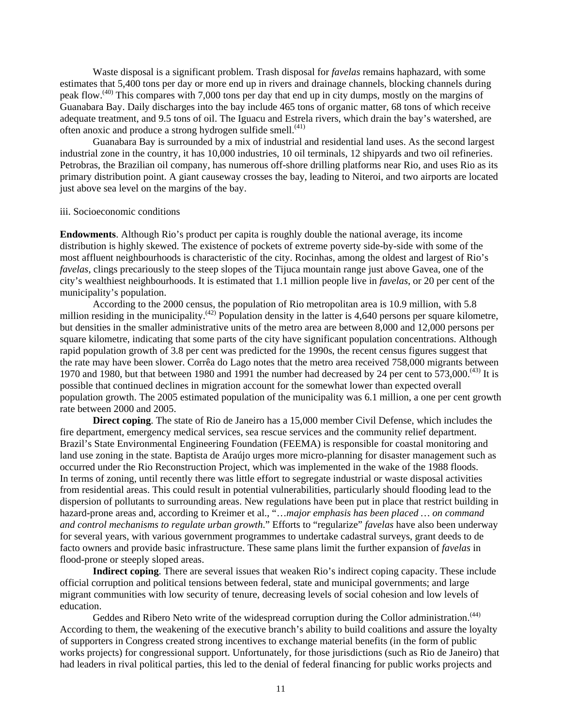Waste disposal is a significant problem. Trash disposal for *favelas* remains haphazard, with some estimates that 5,400 tons per day or more end up in rivers and drainage channels, blocking channels during peak flow.[40] This compares with 7,000 tons per day that end up in city dumps, mostly on the margins of Guanabara Bay. Daily discharges into the bay include 465 tons of organic matter, 68 tons of which receive adequate treatment, and 9.5 tons of oil. The Iguacu and Estrela rivers, which drain the bay's watershed, are often anoxic and produce a strong hydrogen sulfide smell.[41]

Guanabara Bay is surrounded by a mix of industrial and residential land uses. As the second largest industrial zone in the country, it has 10,000 industries, 10 oil terminals, 12 shipyards and two oil refineries. Petrobras, the Brazilian oil company, has numerous off-shore drilling platforms near Rio, and uses Rio as its primary distribution point. A giant causeway crosses the bay, leading to Niteroi, and two airports are located just above sea level on the margins of the bay.

iii. Socioeconomic conditions

**Endowments**. Although Rio's product per capita is roughly double the national average, its income distribution is highly skewed. The existence of pockets of extreme poverty side-by-side with some of the most affluent neighbourhoods is characteristic of the city. Rocinhas, among the oldest and largest of Rio's *favelas*, clings precariously to the steep slopes of the Tijuca mountain range just above Gavea, one of the city's wealthiest neighbourhoods. It is estimated that 1.1 million people live in *favelas*, or 20 per cent of the municipality's population.

According to the 2000 census, the population of Rio metropolitan area is 10.9 million, with 5.8 million residing in the municipality.[42] Population density in the latter is 4,640 persons per square kilometre, but densities in the smaller administrative units of the metro area are between 8,000 and 12,000 persons per square kilometre, indicating that some parts of the city have significant population concentrations. Although rapid population growth of 3.8 per cent was predicted for the 1990s, the recent census figures suggest that the rate may have been slower. Corrêa do Lago notes that the metro area received 758,000 migrants between 1970 and 1980, but that between 1980 and 1991 the number had decreased by 24 per cent to 573,000.[43] It is possible that continued declines in migration account for the somewhat lower than expected overall population growth. The 2005 estimated population of the municipality was 6.1 million, a one per cent growth rate between 2000 and 2005.

**Direct coping**. The state of Rio de Janeiro has a 15,000 member Civil Defense, which includes the fire department, emergency medical services, sea rescue services and the community relief department. Brazil's State Environmental Engineering Foundation (FEEMA) is responsible for coastal monitoring and land use zoning in the state. Baptista de Araújo urges more micro-planning for disaster management such as occurred under the Rio Reconstruction Project, which was implemented in the wake of the 1988 floods. In terms of zoning, until recently there was little effort to segregate industrial or waste disposal activities from residential areas. This could result in potential vulnerabilities, particularly should flooding lead to the dispersion of pollutants to surrounding areas. New regulations have been put in place that restrict building in hazard-prone areas and, according to Kreimer et al., "*…major emphasis has been placed … on command and control mechanisms to regulate urban growth*." Efforts to "regularize" *favelas* have also been underway for several years, with various government programmes to undertake cadastral surveys, grant deeds to de facto owners and provide basic infrastructure. These same plans limit the further expansion of *favelas* in flood-prone or steeply sloped areas.

**Indirect coping**. There are several issues that weaken Rio's indirect coping capacity. These include official corruption and political tensions between federal, state and municipal governments; and large migrant communities with low security of tenure, decreasing levels of social cohesion and low levels of education.

Geddes and Ribero Neto write of the widespread corruption during the Collor administration.[44] According to them, the weakening of the executive branch's ability to build coalitions and assure the loyalty of supporters in Congress created strong incentives to exchange material benefits (in the form of public works projects) for congressional support. Unfortunately, for those jurisdictions (such as Rio de Janeiro) that had leaders in rival political parties, this led to the denial of federal financing for public works projects and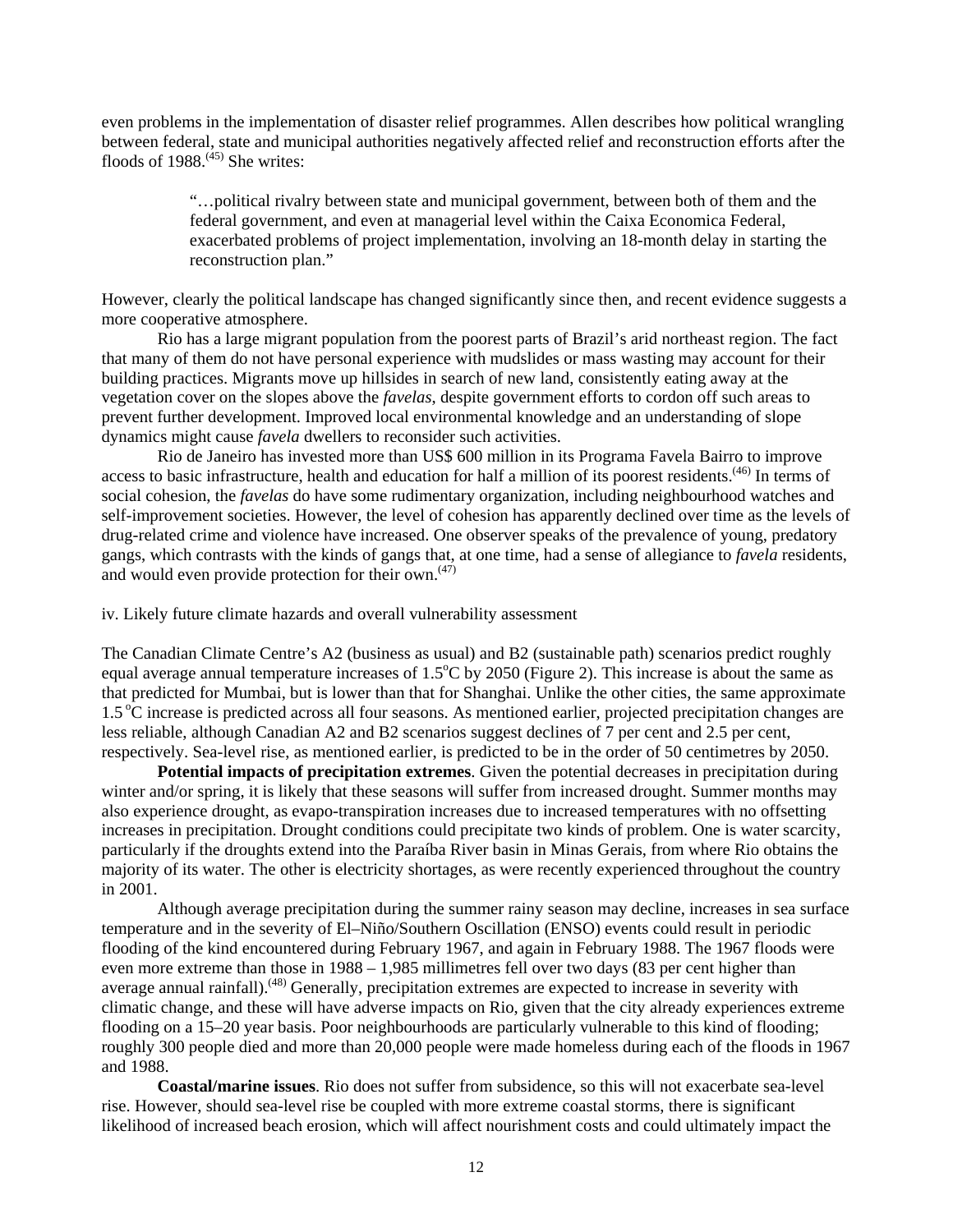even problems in the implementation of disaster relief programmes. Allen describes how political wrangling between federal, state and municipal authorities negatively affected relief and reconstruction efforts after the floods of 1988.[45] She writes:

> "…political rivalry between state and municipal government, between both of them and the federal government, and even at managerial level within the Caixa Economica Federal, exacerbated problems of project implementation, involving an 18-month delay in starting the reconstruction plan."

However, clearly the political landscape has changed significantly since then, and recent evidence suggests a more cooperative atmosphere.

Rio has a large migrant population from the poorest parts of Brazil's arid northeast region. The fact that many of them do not have personal experience with mudslides or mass wasting may account for their building practices. Migrants move up hillsides in search of new land, consistently eating away at the vegetation cover on the slopes above the *favelas*, despite government efforts to cordon off such areas to prevent further development. Improved local environmental knowledge and an understanding of slope dynamics might cause *favela* dwellers to reconsider such activities.

Rio de Janeiro has invested more than US$ 600 million in its Programa Favela Bairro to improve access to basic infrastructure, health and education for half a million of its poorest residents.[46] In terms of social cohesion, the *favelas* do have some rudimentary organization, including neighbourhood watches and self-improvement societies. However, the level of cohesion has apparently declined over time as the levels of drug-related crime and violence have increased. One observer speaks of the prevalence of young, predatory gangs, which contrasts with the kinds of gangs that, at one time, had a sense of allegiance to *favela* residents, and would even provide protection for their own.[47]

iv. Likely future climate hazards and overall vulnerability assessment

The Canadian Climate Centre's A2 (business as usual) and B2 (sustainable path) scenarios predict roughly equal average annual temperature increases of 1.5°C by 2050 (Figure 2). This increase is about the same as that predicted for Mumbai, but is lower than that for Shanghai. Unlike the other cities, the same approximate 1.5 °C increase is predicted across all four seasons. As mentioned earlier, projected precipitation changes are less reliable, although Canadian A2 and B2 scenarios suggest declines of 7 per cent and 2.5 per cent, respectively. Sea-level rise, as mentioned earlier, is predicted to be in the order of 50 centimetres by 2050.

**Potential impacts of precipitation extremes**. Given the potential decreases in precipitation during winter and/or spring, it is likely that these seasons will suffer from increased drought. Summer months may also experience drought, as evapo-transpiration increases due to increased temperatures with no offsetting increases in precipitation. Drought conditions could precipitate two kinds of problem. One is water scarcity, particularly if the droughts extend into the Paraíba River basin in Minas Gerais, from where Rio obtains the majority of its water. The other is electricity shortages, as were recently experienced throughout the country in 2001.

Although average precipitation during the summer rainy season may decline, increases in sea surface temperature and in the severity of El–Niño/Southern Oscillation (ENSO) events could result in periodic flooding of the kind encountered during February 1967, and again in February 1988. The 1967 floods were even more extreme than those in 1988 – 1,985 millimetres fell over two days (83 per cent higher than average annual rainfall).[48] Generally, precipitation extremes are expected to increase in severity with climatic change, and these will have adverse impacts on Rio, given that the city already experiences extreme flooding on a 15–20 year basis. Poor neighbourhoods are particularly vulnerable to this kind of flooding; roughly 300 people died and more than 20,000 people were made homeless during each of the floods in 1967 and 1988.

**Coastal/marine issues**. Rio does not suffer from subsidence, so this will not exacerbate sea-level rise. However, should sea-level rise be coupled with more extreme coastal storms, there is significant likelihood of increased beach erosion, which will affect nourishment costs and could ultimately impact the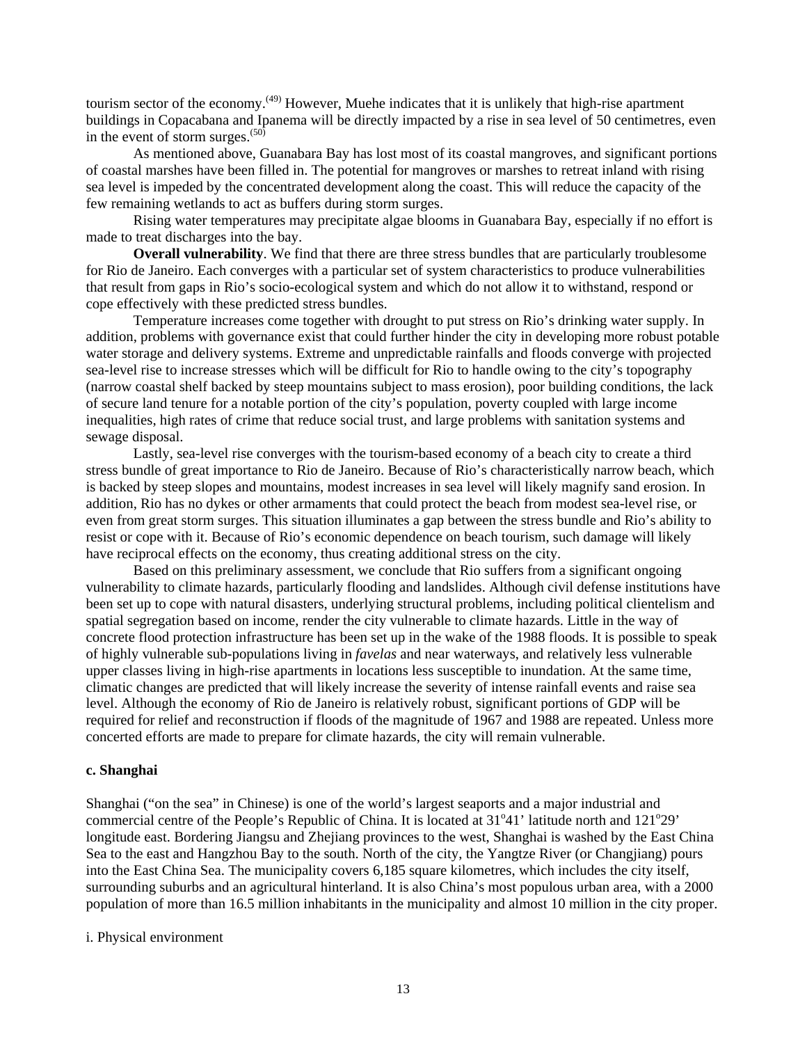tourism sector of the economy.[49] However, Muehe indicates that it is unlikely that high-rise apartment buildings in Copacabana and Ipanema will be directly impacted by a rise in sea level of 50 centimetres, even in the event of storm surges.[50]

As mentioned above, Guanabara Bay has lost most of its coastal mangroves, and significant portions of coastal marshes have been filled in. The potential for mangroves or marshes to retreat inland with rising sea level is impeded by the concentrated development along the coast. This will reduce the capacity of the few remaining wetlands to act as buffers during storm surges.

Rising water temperatures may precipitate algae blooms in Guanabara Bay, especially if no effort is made to treat discharges into the bay.

**Overall vulnerability**. We find that there are three stress bundles that are particularly troublesome for Rio de Janeiro. Each converges with a particular set of system characteristics to produce vulnerabilities that result from gaps in Rio's socio-ecological system and which do not allow it to withstand, respond or cope effectively with these predicted stress bundles.

Temperature increases come together with drought to put stress on Rio's drinking water supply. In addition, problems with governance exist that could further hinder the city in developing more robust potable water storage and delivery systems. Extreme and unpredictable rainfalls and floods converge with projected sea-level rise to increase stresses which will be difficult for Rio to handle owing to the city's topography (narrow coastal shelf backed by steep mountains subject to mass erosion), poor building conditions, the lack of secure land tenure for a notable portion of the city's population, poverty coupled with large income inequalities, high rates of crime that reduce social trust, and large problems with sanitation systems and sewage disposal.

Lastly, sea-level rise converges with the tourism-based economy of a beach city to create a third stress bundle of great importance to Rio de Janeiro. Because of Rio's characteristically narrow beach, which is backed by steep slopes and mountains, modest increases in sea level will likely magnify sand erosion. In addition, Rio has no dykes or other armaments that could protect the beach from modest sea-level rise, or even from great storm surges. This situation illuminates a gap between the stress bundle and Rio's ability to resist or cope with it. Because of Rio's economic dependence on beach tourism, such damage will likely have reciprocal effects on the economy, thus creating additional stress on the city.

Based on this preliminary assessment, we conclude that Rio suffers from a significant ongoing vulnerability to climate hazards, particularly flooding and landslides. Although civil defense institutions have been set up to cope with natural disasters, underlying structural problems, including political clientelism and spatial segregation based on income, render the city vulnerable to climate hazards. Little in the way of concrete flood protection infrastructure has been set up in the wake of the 1988 floods. It is possible to speak of highly vulnerable sub-populations living in *favelas* and near waterways, and relatively less vulnerable upper classes living in high-rise apartments in locations less susceptible to inundation. At the same time, climatic changes are predicted that will likely increase the severity of intense rainfall events and raise sea level. Although the economy of Rio de Janeiro is relatively robust, significant portions of GDP will be required for relief and reconstruction if floods of the magnitude of 1967 and 1988 are repeated. Unless more concerted efforts are made to prepare for climate hazards, the city will remain vulnerable.

### c. Shanghai

Shanghai ("on the sea" in Chinese) is one of the world's largest seaports and a major industrial and commercial centre of the People's Republic of China. It is located at 31°41' latitude north and 121°29' longitude east. Bordering Jiangsu and Zhejiang provinces to the west, Shanghai is washed by the East China Sea to the east and Hangzhou Bay to the south. North of the city, the Yangtze River (or Changjiang) pours into the East China Sea. The municipality covers 6,185 square kilometres, which includes the city itself, surrounding suburbs and an agricultural hinterland. It is also China's most populous urban area, with a 2000 population of more than 16.5 million inhabitants in the municipality and almost 10 million in the city proper.

#### i. Physical environment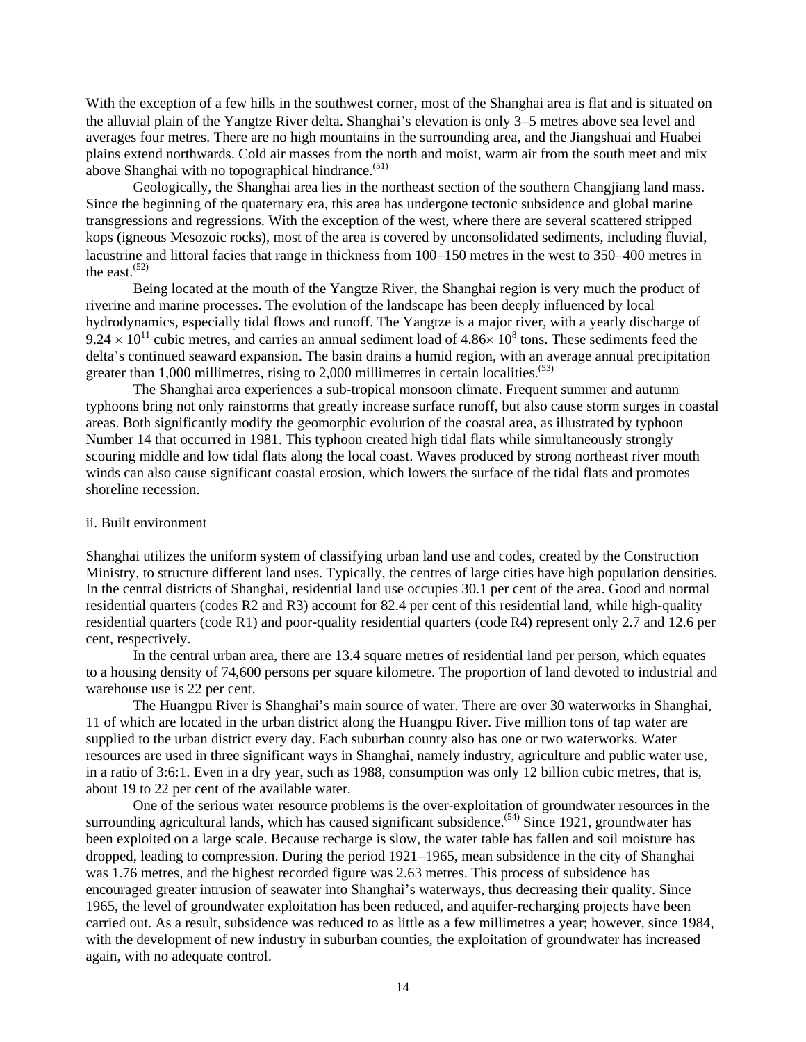With the exception of a few hills in the southwest corner, most of the Shanghai area is flat and is situated on the alluvial plain of the Yangtze River delta. Shanghai's elevation is only 3–5 metres above sea level and averages four metres. There are no high mountains in the surrounding area, and the Jiangshuai and Huabei plains extend northwards. Cold air masses from the north and moist, warm air from the south meet and mix above Shanghai with no topographical hindrance.[51]

Geologically, the Shanghai area lies in the northeast section of the southern Changjiang land mass. Since the beginning of the quaternary era, this area has undergone tectonic subsidence and global marine transgressions and regressions. With the exception of the west, where there are several scattered stripped kops (igneous Mesozoic rocks), most of the area is covered by unconsolidated sediments, including fluvial, lacustrine and littoral facies that range in thickness from 100–150 metres in the west to 350–400 metres in the east.[52]

Being located at the mouth of the Yangtze River, the Shanghai region is very much the product of riverine and marine processes. The evolution of the landscape has been deeply influenced by local hydrodynamics, especially tidal flows and runoff. The Yangtze is a major river, with a yearly discharge of $9.24 \times 10^{11}$ cubic metres, and carries an annual sediment load of $4.86 \times 10^{8}$ tons. These sediments feed the delta's continued seaward expansion. The basin drains a humid region, with an average annual precipitation greater than 1,000 millimetres, rising to 2,000 millimetres in certain localities.[53]

The Shanghai area experiences a sub-tropical monsoon climate. Frequent summer and autumn typhoons bring not only rainstorms that greatly increase surface runoff, but also cause storm surges in coastal areas. Both significantly modify the geomorphic evolution of the coastal area, as illustrated by typhoon Number 14 that occurred in 1981. This typhoon created high tidal flats while simultaneously strongly scouring middle and low tidal flats along the local coast. Waves produced by strong northeast river mouth winds can also cause significant coastal erosion, which lowers the surface of the tidal flats and promotes shoreline recession.

ii. Built environment

Shanghai utilizes the uniform system of classifying urban land use and codes, created by the Construction Ministry, to structure different land uses. Typically, the centres of large cities have high population densities. In the central districts of Shanghai, residential land use occupies 30.1 per cent of the area. Good and normal residential quarters (codes R2 and R3) account for 82.4 per cent of this residential land, while high-quality residential quarters (code R1) and poor-quality residential quarters (code R4) represent only 2.7 and 12.6 per cent, respectively.

In the central urban area, there are 13.4 square metres of residential land per person, which equates to a housing density of 74,600 persons per square kilometre. The proportion of land devoted to industrial and warehouse use is 22 per cent.

The Huangpu River is Shanghai's main source of water. There are over 30 waterworks in Shanghai, 11 of which are located in the urban district along the Huangpu River. Five million tons of tap water are supplied to the urban district every day. Each suburban county also has one or two waterworks. Water resources are used in three significant ways in Shanghai, namely industry, agriculture and public water use, in a ratio of 3:6:1. Even in a dry year, such as 1988, consumption was only 12 billion cubic metres, that is, about 19 to 22 per cent of the available water.

One of the serious water resource problems is the over-exploitation of groundwater resources in the surrounding agricultural lands, which has caused significant subsidence.[54] Since 1921, groundwater has been exploited on a large scale. Because recharge is slow, the water table has fallen and soil moisture has dropped, leading to compression. During the period 1921–1965, mean subsidence in the city of Shanghai was 1.76 metres, and the highest recorded figure was 2.63 metres. This process of subsidence has encouraged greater intrusion of seawater into Shanghai's waterways, thus decreasing their quality. Since 1965, the level of groundwater exploitation has been reduced, and aquifer-recharging projects have been carried out. As a result, subsidence was reduced to as little as a few millimetres a year; however, since 1984, with the development of new industry in suburban counties, the exploitation of groundwater has increased again, with no adequate control.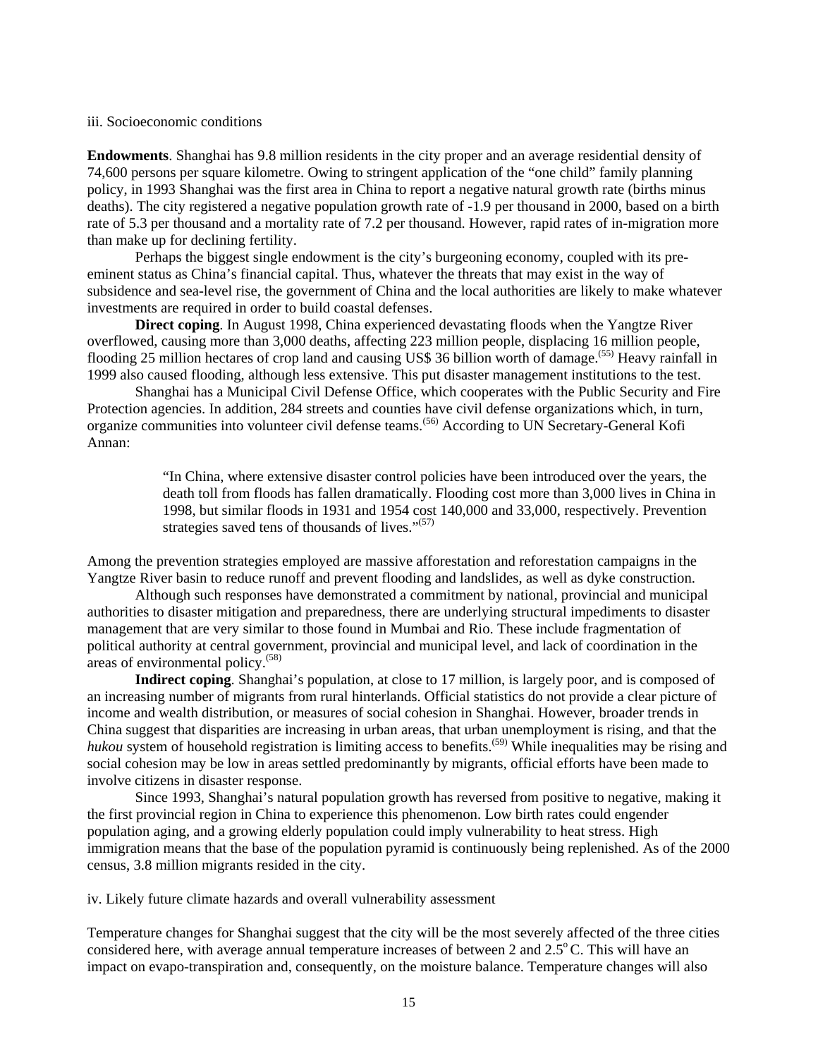iii. Socioeconomic conditions

**Endowments**. Shanghai has 9.8 million residents in the city proper and an average residential density of 74,600 persons per square kilometre. Owing to stringent application of the "one child" family planning policy, in 1993 Shanghai was the first area in China to report a negative natural growth rate (births minus deaths). The city registered a negative population growth rate of -1.9 per thousand in 2000, based on a birth rate of 5.3 per thousand and a mortality rate of 7.2 per thousand. However, rapid rates of in-migration more than make up for declining fertility.

Perhaps the biggest single endowment is the city's burgeoning economy, coupled with its pre-eminent status as China's financial capital. Thus, whatever the threats that may exist in the way of subsidence and sea-level rise, the government of China and the local authorities are likely to make whatever investments are required in order to build coastal defenses.

**Direct coping**. In August 1998, China experienced devastating floods when the Yangtze River overflowed, causing more than 3,000 deaths, affecting 223 million people, displacing 16 million people, flooding 25 million hectares of crop land and causing US$ 36 billion worth of damage.[55] Heavy rainfall in 1999 also caused flooding, although less extensive. This put disaster management institutions to the test.

Shanghai has a Municipal Civil Defense Office, which cooperates with the Public Security and Fire Protection agencies. In addition, 284 streets and counties have civil defense organizations which, in turn, organize communities into volunteer civil defense teams.[56] According to UN Secretary-General Kofi Annan:

> "In China, where extensive disaster control policies have been introduced over the years, the death toll from floods has fallen dramatically. Flooding cost more than 3,000 lives in China in 1998, but similar floods in 1931 and 1954 cost 140,000 and 33,000, respectively. Prevention strategies saved tens of thousands of lives."[57]

Among the prevention strategies employed are massive afforestation and reforestation campaigns in the Yangtze River basin to reduce runoff and prevent flooding and landslides, as well as dyke construction.

Although such responses have demonstrated a commitment by national, provincial and municipal authorities to disaster mitigation and preparedness, there are underlying structural impediments to disaster management that are very similar to those found in Mumbai and Rio. These include fragmentation of political authority at central government, provincial and municipal level, and lack of coordination in the areas of environmental policy.[58]

**Indirect coping**. Shanghai's population, at close to 17 million, is largely poor, and is composed of an increasing number of migrants from rural hinterlands. Official statistics do not provide a clear picture of income and wealth distribution, or measures of social cohesion in Shanghai. However, broader trends in China suggest that disparities are increasing in urban areas, that urban unemployment is rising, and that the *hukou* system of household registration is limiting access to benefits.[59] While inequalities may be rising and social cohesion may be low in areas settled predominantly by migrants, official efforts have been made to involve citizens in disaster response.

Since 1993, Shanghai's natural population growth has reversed from positive to negative, making it the first provincial region in China to experience this phenomenon. Low birth rates could engender population aging, and a growing elderly population could imply vulnerability to heat stress. High immigration means that the base of the population pyramid is continuously being replenished. As of the 2000 census, 3.8 million migrants resided in the city.

iv. Likely future climate hazards and overall vulnerability assessment

Temperature changes for Shanghai suggest that the city will be the most severely affected of the three cities considered here, with average annual temperature increases of between 2 and 2.5°C. This will have an impact on evapo-transpiration and, consequently, on the moisture balance. Temperature changes will also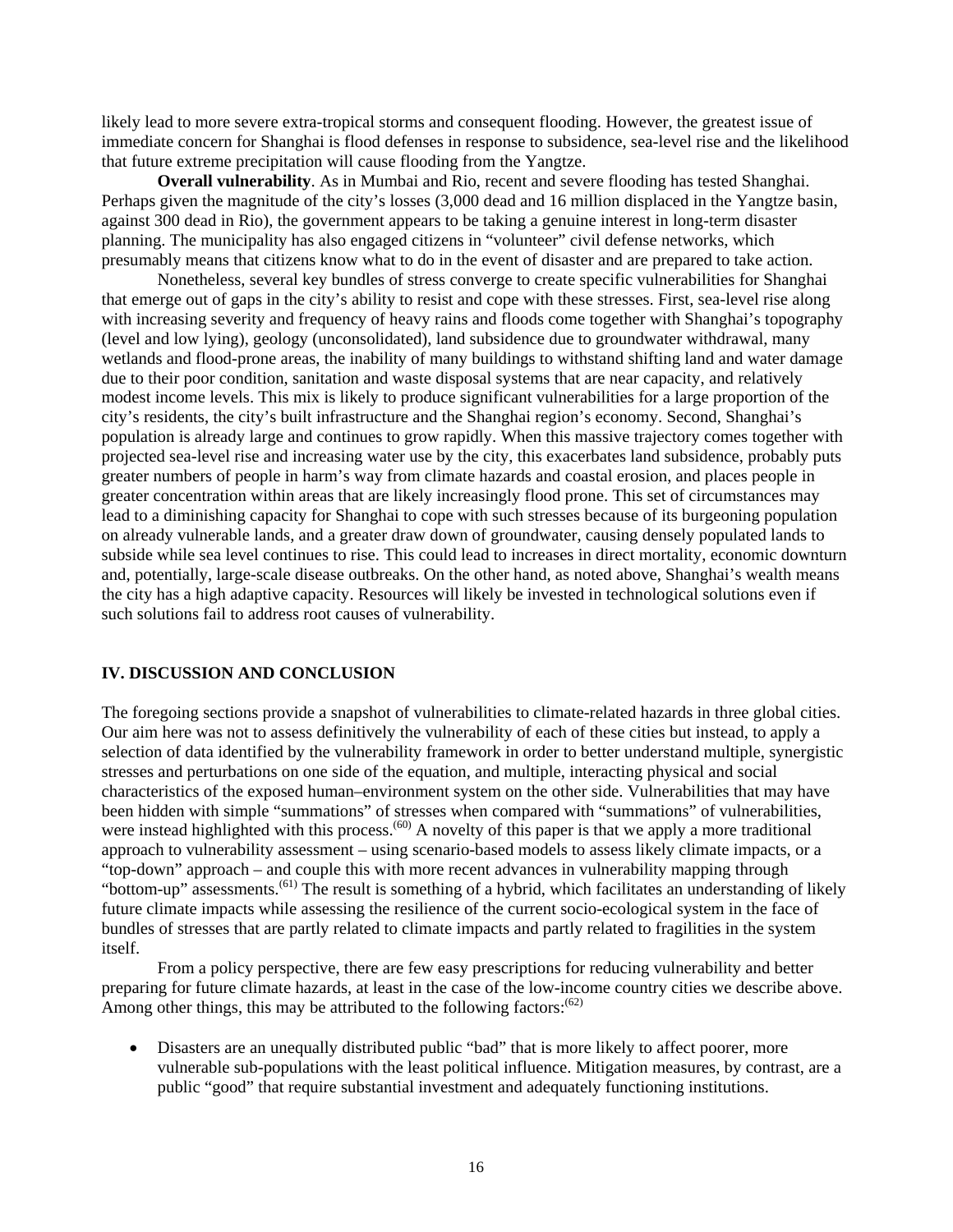likely lead to more severe extra-tropical storms and consequent flooding. However, the greatest issue of immediate concern for Shanghai is flood defenses in response to subsidence, sea-level rise and the likelihood that future extreme precipitation will cause flooding from the Yangtze.

**Overall vulnerability**. As in Mumbai and Rio, recent and severe flooding has tested Shanghai. Perhaps given the magnitude of the city's losses (3,000 dead and 16 million displaced in the Yangtze basin, against 300 dead in Rio), the government appears to be taking a genuine interest in long-term disaster planning. The municipality has also engaged citizens in "volunteer" civil defense networks, which presumably means that citizens know what to do in the event of disaster and are prepared to take action.

Nonetheless, several key bundles of stress converge to create specific vulnerabilities for Shanghai that emerge out of gaps in the city's ability to resist and cope with these stresses. First, sea-level rise along with increasing severity and frequency of heavy rains and floods come together with Shanghai's topography (level and low lying), geology (unconsolidated), land subsidence due to groundwater withdrawal, many wetlands and flood-prone areas, the inability of many buildings to withstand shifting land and water damage due to their poor condition, sanitation and waste disposal systems that are near capacity, and relatively modest income levels. This mix is likely to produce significant vulnerabilities for a large proportion of the city's residents, the city's built infrastructure and the Shanghai region's economy. Second, Shanghai's population is already large and continues to grow rapidly. When this massive trajectory comes together with projected sea-level rise and increasing water use by the city, this exacerbates land subsidence, probably puts greater numbers of people in harm's way from climate hazards and coastal erosion, and places people in greater concentration within areas that are likely increasingly flood prone. This set of circumstances may lead to a diminishing capacity for Shanghai to cope with such stresses because of its burgeoning population on already vulnerable lands, and a greater draw down of groundwater, causing densely populated lands to subside while sea level continues to rise. This could lead to increases in direct mortality, economic downturn and, potentially, large-scale disease outbreaks. On the other hand, as noted above, Shanghai's wealth means the city has a high adaptive capacity. Resources will likely be invested in technological solutions even if such solutions fail to address root causes of vulnerability.

## IV. DISCUSSION AND CONCLUSION

The foregoing sections provide a snapshot of vulnerabilities to climate-related hazards in three global cities. Our aim here was not to assess definitively the vulnerability of each of these cities but instead, to apply a selection of data identified by the vulnerability framework in order to better understand multiple, synergistic stresses and perturbations on one side of the equation, and multiple, interacting physical and social characteristics of the exposed human–environment system on the other side. Vulnerabilities that may have been hidden with simple "summations" of stresses when compared with "summations" of vulnerabilities, were instead highlighted with this process.(60) A novelty of this paper is that we apply a more traditional approach to vulnerability assessment – using scenario-based models to assess likely climate impacts, or a "top-down" approach – and couple this with more recent advances in vulnerability mapping through "bottom-up" assessments.(61) The result is something of a hybrid, which facilitates an understanding of likely future climate impacts while assessing the resilience of the current socio-ecological system in the face of bundles of stresses that are partly related to climate impacts and partly related to fragilities in the system itself.

From a policy perspective, there are few easy prescriptions for reducing vulnerability and better preparing for future climate hazards, at least in the case of the low-income country cities we describe above. Among other things, this may be attributed to the following factors:(62)

- Disasters are an unequally distributed public "bad" that is more likely to affect poorer, more vulnerable sub-populations with the least political influence. Mitigation measures, by contrast, are a public "good" that require substantial investment and adequately functioning institutions.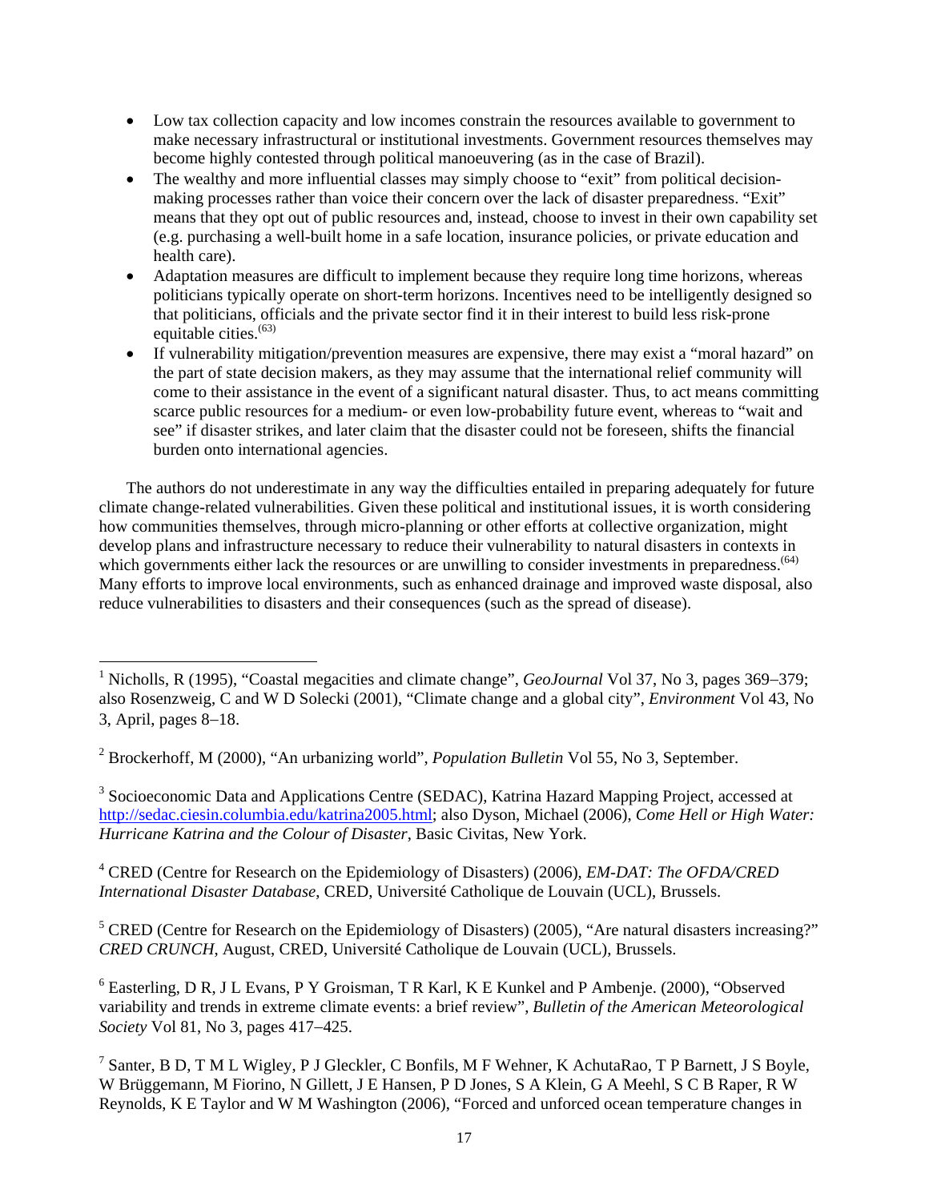- Low tax collection capacity and low incomes constrain the resources available to government to make necessary infrastructural or institutional investments. Government resources themselves may become highly contested through political manoeuvering (as in the case of Brazil).
- The wealthy and more influential classes may simply choose to "exit" from political decision-making processes rather than voice their concern over the lack of disaster preparedness. "Exit" means that they opt out of public resources and, instead, choose to invest in their own capability set (e.g. purchasing a well-built home in a safe location, insurance policies, or private education and health care).
- Adaptation measures are difficult to implement because they require long time horizons, whereas politicians typically operate on short-term horizons. Incentives need to be intelligently designed so that politicians, officials and the private sector find it in their interest to build less risk-prone equitable cities.[(63)]
- If vulnerability mitigation/prevention measures are expensive, there may exist a "moral hazard" on the part of state decision makers, as they may assume that the international relief community will come to their assistance in the event of a significant natural disaster. Thus, to act means committing scarce public resources for a medium- or even low-probability future event, whereas to "wait and see" if disaster strikes, and later claim that the disaster could not be foreseen, shifts the financial burden onto international agencies.

The authors do not underestimate in any way the difficulties entailed in preparing adequately for future climate change-related vulnerabilities. Given these political and institutional issues, it is worth considering how communities themselves, through micro-planning or other efforts at collective organization, might develop plans and infrastructure necessary to reduce their vulnerability to natural disasters in contexts in which governments either lack the resources or are unwilling to consider investments in preparedness.[(64)] Many efforts to improve local environments, such as enhanced drainage and improved waste disposal, also reduce vulnerabilities to disasters and their consequences (such as the spread of disease).

---

[1] Nicholls, R (1995), "Coastal megacities and climate change", *GeoJournal* Vol 37, No 3, pages 369–379; also Rosenzweig, C and W D Solecki (2001), "Climate change and a global city", *Environment* Vol 43, No 3, April, pages 8–18.

[2] Brockerhoff, M (2000), "An urbanizing world", *Population Bulletin* Vol 55, No 3, September.

[3] Socioeconomic Data and Applications Centre (SEDAC), Katrina Hazard Mapping Project, accessed at http://sedac.ciesin.columbia.edu/katrina2005.html; also Dyson, Michael (2006), *Come Hell or High Water: Hurricane Katrina and the Colour of Disaster*, Basic Civitas, New York.

[4] CRED (Centre for Research on the Epidemiology of Disasters) (2006), *EM-DAT: The OFDA/CRED International Disaster Database*, CRED, Université Catholique de Louvain (UCL), Brussels.

[5] CRED (Centre for Research on the Epidemiology of Disasters) (2005), "Are natural disasters increasing?" *CRED CRUNCH*, August, CRED, Université Catholique de Louvain (UCL), Brussels.

[6] Easterling, D R, J L Evans, P Y Groisman, T R Karl, K E Kunkel and P Ambenje. (2000), "Observed variability and trends in extreme climate events: a brief review", *Bulletin of the American Meteorological Society* Vol 81, No 3, pages 417–425.

[7] Santer, B D, T M L Wigley, P J Gleckler, C Bonfils, M F Wehner, K AchutaRao, T P Barnett, J S Boyle, W Brüggemann, M Fiorino, N Gillett, J E Hansen, P D Jones, S A Klein, G A Meehl, S C B Raper, R W Reynolds, K E Taylor and W M Washington (2006), "Forced and unforced ocean temperature changes in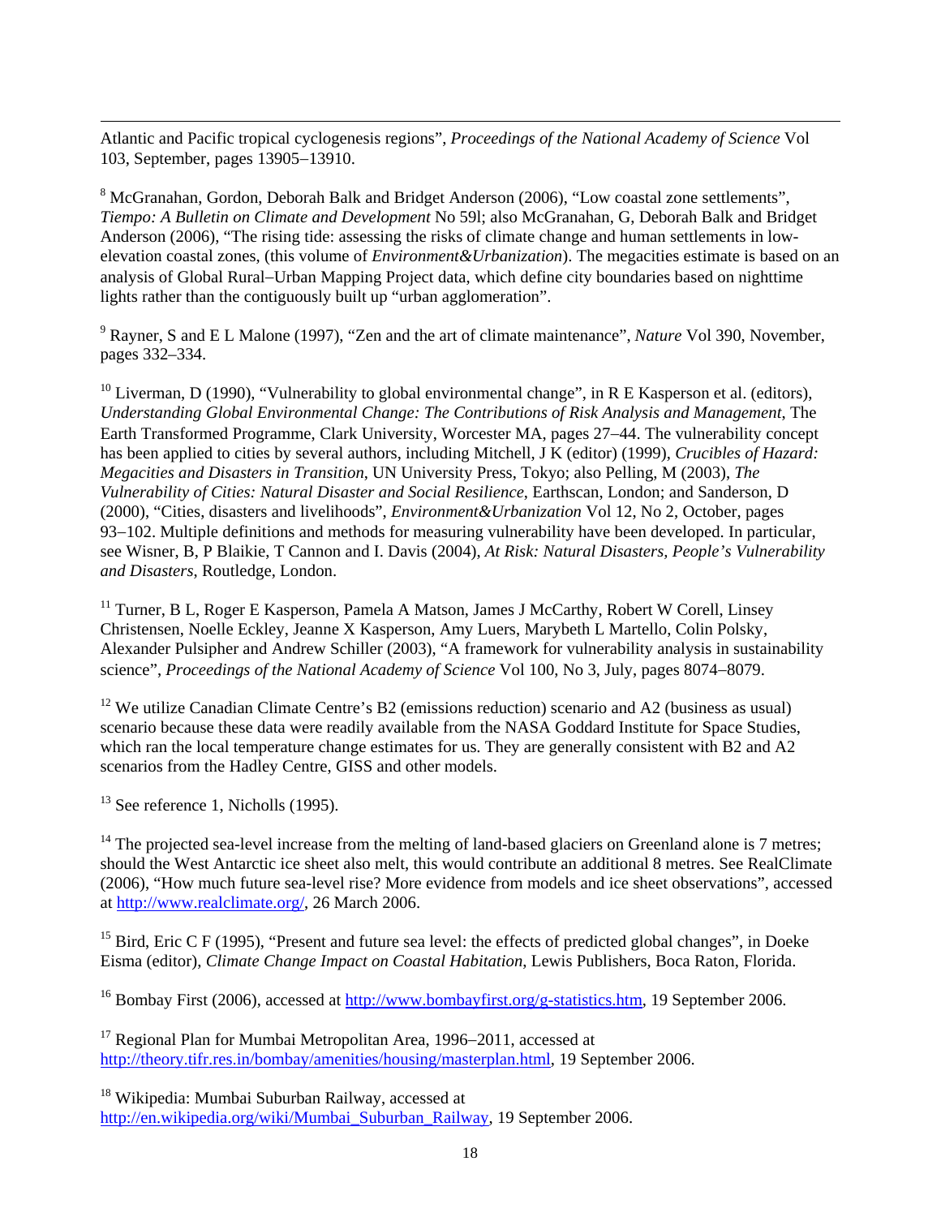Atlantic and Pacific tropical cyclogenesis regions", *Proceedings of the National Academy of Science* Vol 103, September, pages 13905–13910.

[8] McGranahan, Gordon, Deborah Balk and Bridget Anderson (2006), "Low coastal zone settlements", *Tiempo: A Bulletin on Climate and Development* No 59l; also McGranahan, G, Deborah Balk and Bridget Anderson (2006), "The rising tide: assessing the risks of climate change and human settlements in low-elevation coastal zones, (this volume of *Environment&Urbanization*). The megacities estimate is based on an analysis of Global Rural–Urban Mapping Project data, which define city boundaries based on nighttime lights rather than the contiguously built up "urban agglomeration".

[9] Rayner, S and E L Malone (1997), "Zen and the art of climate maintenance", *Nature* Vol 390, November, pages 332–334.

[10] Liverman, D (1990), "Vulnerability to global environmental change", in R E Kasperson et al. (editors), *Understanding Global Environmental Change: The Contributions of Risk Analysis and Management*, The Earth Transformed Programme, Clark University, Worcester MA, pages 27–44. The vulnerability concept has been applied to cities by several authors, including Mitchell, J K (editor) (1999), *Crucibles of Hazard: Megacities and Disasters in Transition*, UN University Press, Tokyo; also Pelling, M (2003), *The Vulnerability of Cities: Natural Disaster and Social Resilience*, Earthscan, London; and Sanderson, D (2000), "Cities, disasters and livelihoods", *Environment&Urbanization* Vol 12, No 2, October, pages 93–102. Multiple definitions and methods for measuring vulnerability have been developed. In particular, see Wisner, B, P Blaikie, T Cannon and I. Davis (2004), *At Risk: Natural Disasters, People's Vulnerability and Disasters*, Routledge, London.

[11] Turner, B L, Roger E Kasperson, Pamela A Matson, James J McCarthy, Robert W Corell, Linsey Christensen, Noelle Eckley, Jeanne X Kasperson, Amy Luers, Marybeth L Martello, Colin Polsky, Alexander Pulsipher and Andrew Schiller (2003), "A framework for vulnerability analysis in sustainability science", *Proceedings of the National Academy of Science* Vol 100, No 3, July, pages 8074–8079.

[12] We utilize Canadian Climate Centre's B2 (emissions reduction) scenario and A2 (business as usual) scenario because these data were readily available from the NASA Goddard Institute for Space Studies, which ran the local temperature change estimates for us. They are generally consistent with B2 and A2 scenarios from the Hadley Centre, GISS and other models.

[13] See reference 1, Nicholls (1995).

[14] The projected sea-level increase from the melting of land-based glaciers on Greenland alone is 7 metres; should the West Antarctic ice sheet also melt, this would contribute an additional 8 metres. See RealClimate (2006), "How much future sea-level rise? More evidence from models and ice sheet observations", accessed at http://www.realclimate.org/, 26 March 2006.

[15] Bird, Eric C F (1995), "Present and future sea level: the effects of predicted global changes", in Doeke Eisma (editor), *Climate Change Impact on Coastal Habitation*, Lewis Publishers, Boca Raton, Florida.

[16] Bombay First (2006), accessed at http://www.bombayfirst.org/g-statistics.htm, 19 September 2006.

[17] Regional Plan for Mumbai Metropolitan Area, 1996–2011, accessed at http://theory.tifr.res.in/bombay/amenities/housing/masterplan.html, 19 September 2006.

[18] Wikipedia: Mumbai Suburban Railway, accessed at http://en.wikipedia.org/wiki/Mumbai_Suburban_Railway, 19 September 2006.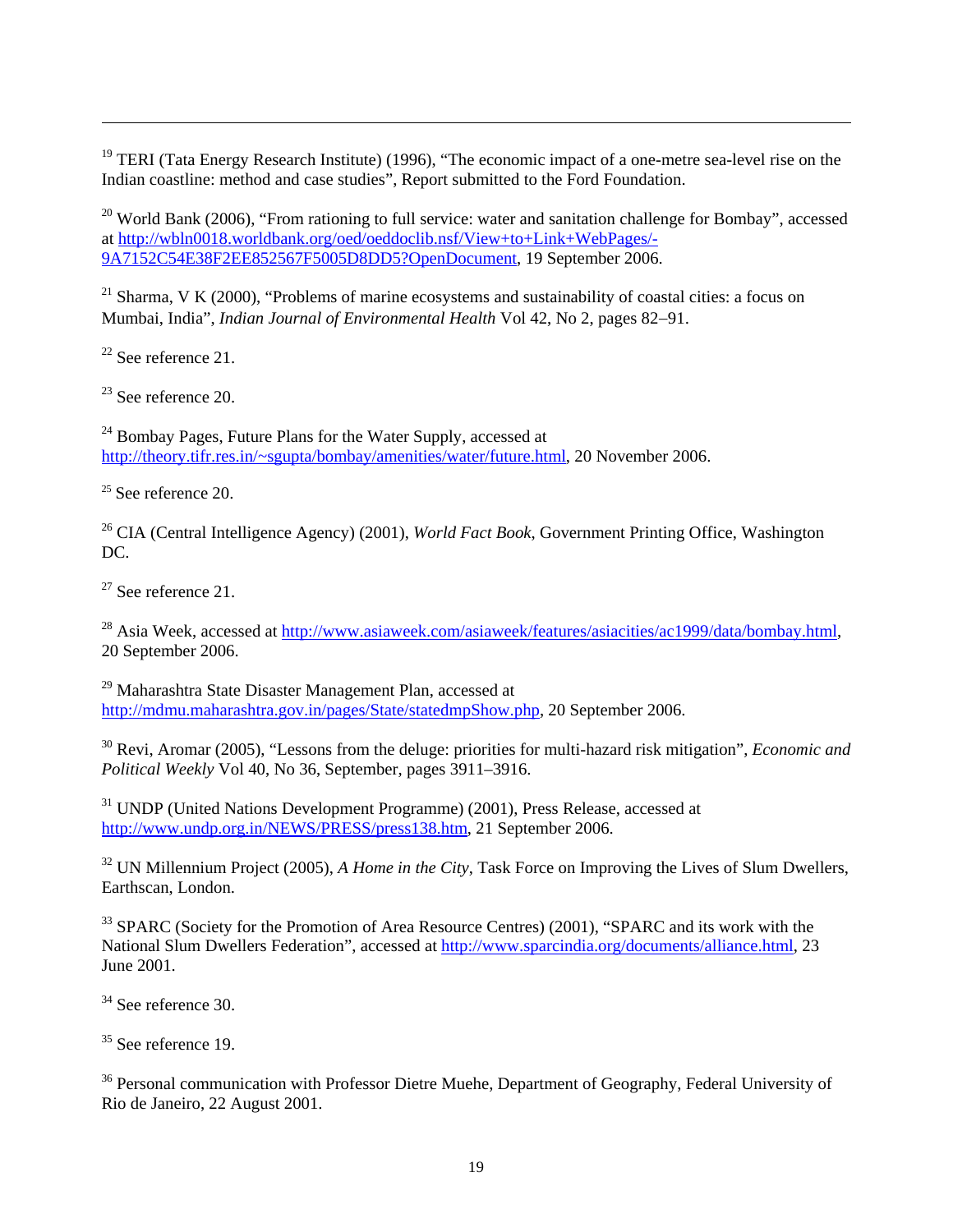[19] TERI (Tata Energy Research Institute) (1996), "The economic impact of a one-metre sea-level rise on the Indian coastline: method and case studies", Report submitted to the Ford Foundation.

[20] World Bank (2006), "From rationing to full service: water and sanitation challenge for Bombay", accessed at http://wbln0018.worldbank.org/oed/oeddoclib.nsf/View+to+Link+WebPages/-9A7152C54E38F2EE852567F5005D8DD5?OpenDocument, 19 September 2006.

[21] Sharma, V K (2000), "Problems of marine ecosystems and sustainability of coastal cities: a focus on Mumbai, India", *Indian Journal of Environmental Health* Vol 42, No 2, pages 82–91.

[22] See reference 21.

[23] See reference 20.

[24] Bombay Pages, Future Plans for the Water Supply, accessed at http://theory.tifr.res.in/~sgupta/bombay/amenities/water/future.html, 20 November 2006.

[25] See reference 20.

[26] CIA (Central Intelligence Agency) (2001), *World Fact Book*, Government Printing Office, Washington DC.

[27] See reference 21.

[28] Asia Week, accessed at http://www.asiaweek.com/asiaweek/features/asiacities/ac1999/data/bombay.html, 20 September 2006.

[29] Maharashtra State Disaster Management Plan, accessed at http://mdmu.maharashtra.gov.in/pages/State/statedmpShow.php, 20 September 2006.

[30] Revi, Aromar (2005), "Lessons from the deluge: priorities for multi-hazard risk mitigation", *Economic and Political Weekly* Vol 40, No 36, September, pages 3911–3916.

[31] UNDP (United Nations Development Programme) (2001), Press Release, accessed at http://www.undp.org.in/NEWS/PRESS/press138.htm, 21 September 2006.

[32] UN Millennium Project (2005), *A Home in the City*, Task Force on Improving the Lives of Slum Dwellers, Earthscan, London.

[33] SPARC (Society for the Promotion of Area Resource Centres) (2001), "SPARC and its work with the National Slum Dwellers Federation", accessed at http://www.sparcindia.org/documents/alliance.html, 23 June 2001.

[34] See reference 30.

[35] See reference 19.

[36] Personal communication with Professor Dietre Muehe, Department of Geography, Federal University of Rio de Janeiro, 22 August 2001.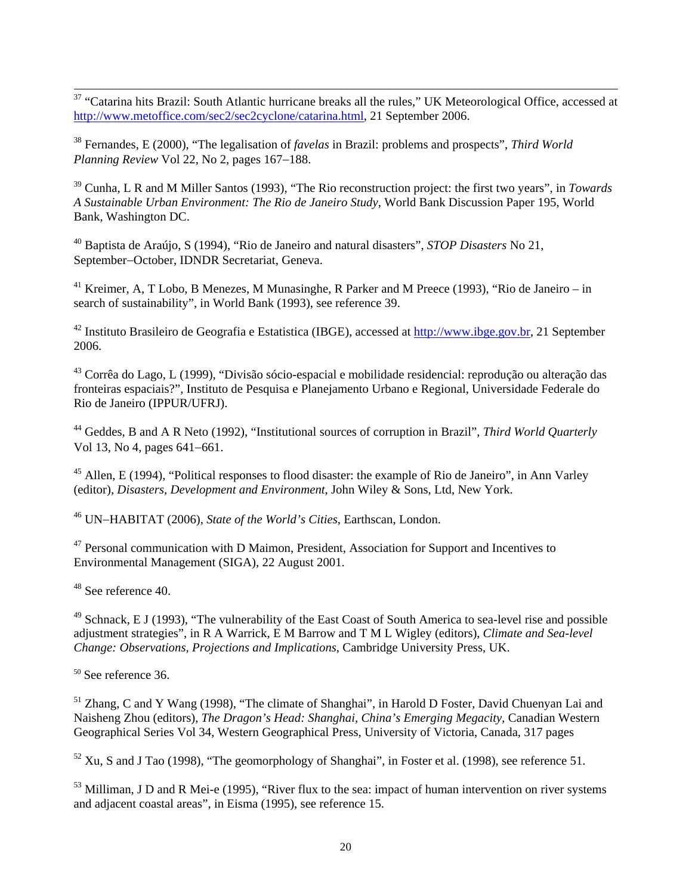[37] "Catarina hits Brazil: South Atlantic hurricane breaks all the rules," UK Meteorological Office, accessed at http://www.metoffice.com/sec2/sec2cyclone/catarina.html, 21 September 2006.

[38] Fernandes, E (2000), "The legalisation of *favelas* in Brazil: problems and prospects", *Third World Planning Review* Vol 22, No 2, pages 167–188.

[39] Cunha, L R and M Miller Santos (1993), "The Rio reconstruction project: the first two years", in *Towards A Sustainable Urban Environment: The Rio de Janeiro Study*, World Bank Discussion Paper 195, World Bank, Washington DC.

[40] Baptista de Araújo, S (1994), "Rio de Janeiro and natural disasters", *STOP Disasters* No 21, September–October, IDNDR Secretariat, Geneva.

[41] Kreimer, A, T Lobo, B Menezes, M Munasinghe, R Parker and M Preece (1993), "Rio de Janeiro – in search of sustainability", in World Bank (1993), see reference 39.

[42] Instituto Brasileiro de Geografia e Estatistica (IBGE), accessed at http://www.ibge.gov.br, 21 September 2006.

[43] Corrêa do Lago, L (1999), "Divisão sócio-espacial e mobilidade residencial: reprodução ou alteração das fronteiras espaciais?", Instituto de Pesquisa e Planejamento Urbano e Regional, Universidade Federale do Rio de Janeiro (IPPUR/UFRJ).

[44] Geddes, B and A R Neto (1992), "Institutional sources of corruption in Brazil", *Third World Quarterly* Vol 13, No 4, pages 641–661.

[45] Allen, E (1994), "Political responses to flood disaster: the example of Rio de Janeiro", in Ann Varley (editor), *Disasters, Development and Environment*, John Wiley & Sons, Ltd, New York.

[46] UN–HABITAT (2006), *State of the World's Cities*, Earthscan, London.

[47] Personal communication with D Maimon, President, Association for Support and Incentives to Environmental Management (SIGA), 22 August 2001.

[48] See reference 40.

[49] Schnack, E J (1993), "The vulnerability of the East Coast of South America to sea-level rise and possible adjustment strategies", in R A Warrick, E M Barrow and T M L Wigley (editors), *Climate and Sea-level Change: Observations, Projections and Implications*, Cambridge University Press, UK.

[50] See reference 36.

[51] Zhang, C and Y Wang (1998), "The climate of Shanghai", in Harold D Foster, David Chuenyan Lai and Naisheng Zhou (editors), *The Dragon's Head: Shanghai, China's Emerging Megacity*, Canadian Western Geographical Series Vol 34, Western Geographical Press, University of Victoria, Canada, 317 pages

[52] Xu, S and J Tao (1998), "The geomorphology of Shanghai", in Foster et al. (1998), see reference 51.

[53] Milliman, J D and R Mei-e (1995), "River flux to the sea: impact of human intervention on river systems and adjacent coastal areas", in Eisma (1995), see reference 15.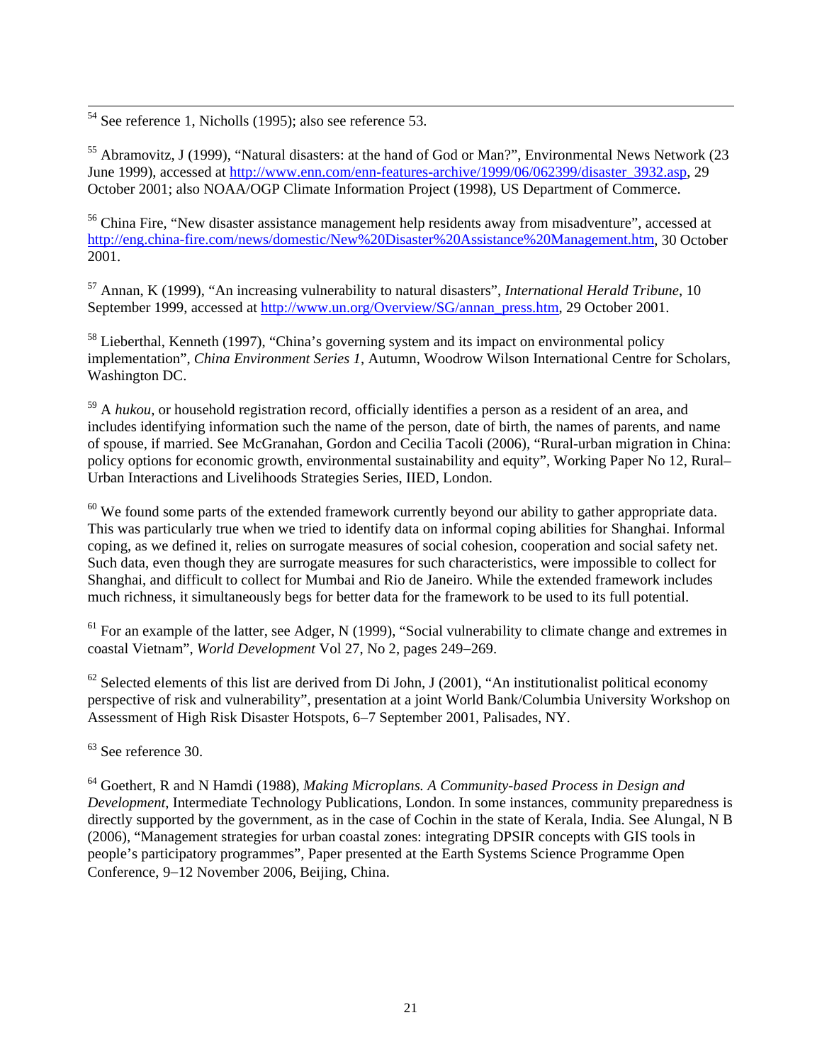[54] See reference 1, Nicholls (1995); also see reference 53.

[55] Abramovitz, J (1999), "Natural disasters: at the hand of God or Man?", Environmental News Network (23 June 1999), accessed at http://www.enn.com/enn-features-archive/1999/06/062399/disaster_3932.asp, 29 October 2001; also NOAA/OGP Climate Information Project (1998), US Department of Commerce.

[56] China Fire, "New disaster assistance management help residents away from misadventure", accessed at http://eng.china-fire.com/news/domestic/New%20Disaster%20Assistance%20Management.htm, 30 October 2001.

[57] Annan, K (1999), "An increasing vulnerability to natural disasters", *International Herald Tribune*, 10 September 1999, accessed at http://www.un.org/Overview/SG/annan_press.htm, 29 October 2001.

[58] Lieberthal, Kenneth (1997), "China's governing system and its impact on environmental policy implementation", *China Environment Series 1*, Autumn, Woodrow Wilson International Centre for Scholars, Washington DC.

[59] A *hukou*, or household registration record, officially identifies a person as a resident of an area, and includes identifying information such the name of the person, date of birth, the names of parents, and name of spouse, if married. See McGranahan, Gordon and Cecilia Tacoli (2006), "Rural-urban migration in China: policy options for economic growth, environmental sustainability and equity", Working Paper No 12, Rural–Urban Interactions and Livelihoods Strategies Series, IIED, London.

[60] We found some parts of the extended framework currently beyond our ability to gather appropriate data. This was particularly true when we tried to identify data on informal coping abilities for Shanghai. Informal coping, as we defined it, relies on surrogate measures of social cohesion, cooperation and social safety net. Such data, even though they are surrogate measures for such characteristics, were impossible to collect for Shanghai, and difficult to collect for Mumbai and Rio de Janeiro. While the extended framework includes much richness, it simultaneously begs for better data for the framework to be used to its full potential.

[61] For an example of the latter, see Adger, N (1999), "Social vulnerability to climate change and extremes in coastal Vietnam", *World Development* Vol 27, No 2, pages 249−269.

[62] Selected elements of this list are derived from Di John, J (2001), "An institutionalist political economy perspective of risk and vulnerability", presentation at a joint World Bank/Columbia University Workshop on Assessment of High Risk Disaster Hotspots, 6−7 September 2001, Palisades, NY.

[63] See reference 30.

[64] Goethert, R and N Hamdi (1988), *Making Microplans. A Community-based Process in Design and Development*, Intermediate Technology Publications, London. In some instances, community preparedness is directly supported by the government, as in the case of Cochin in the state of Kerala, India. See Alungal, N B (2006), "Management strategies for urban coastal zones: integrating DPSIR concepts with GIS tools in people's participatory programmes", Paper presented at the Earth Systems Science Programme Open Conference, 9−12 November 2006, Beijing, China.